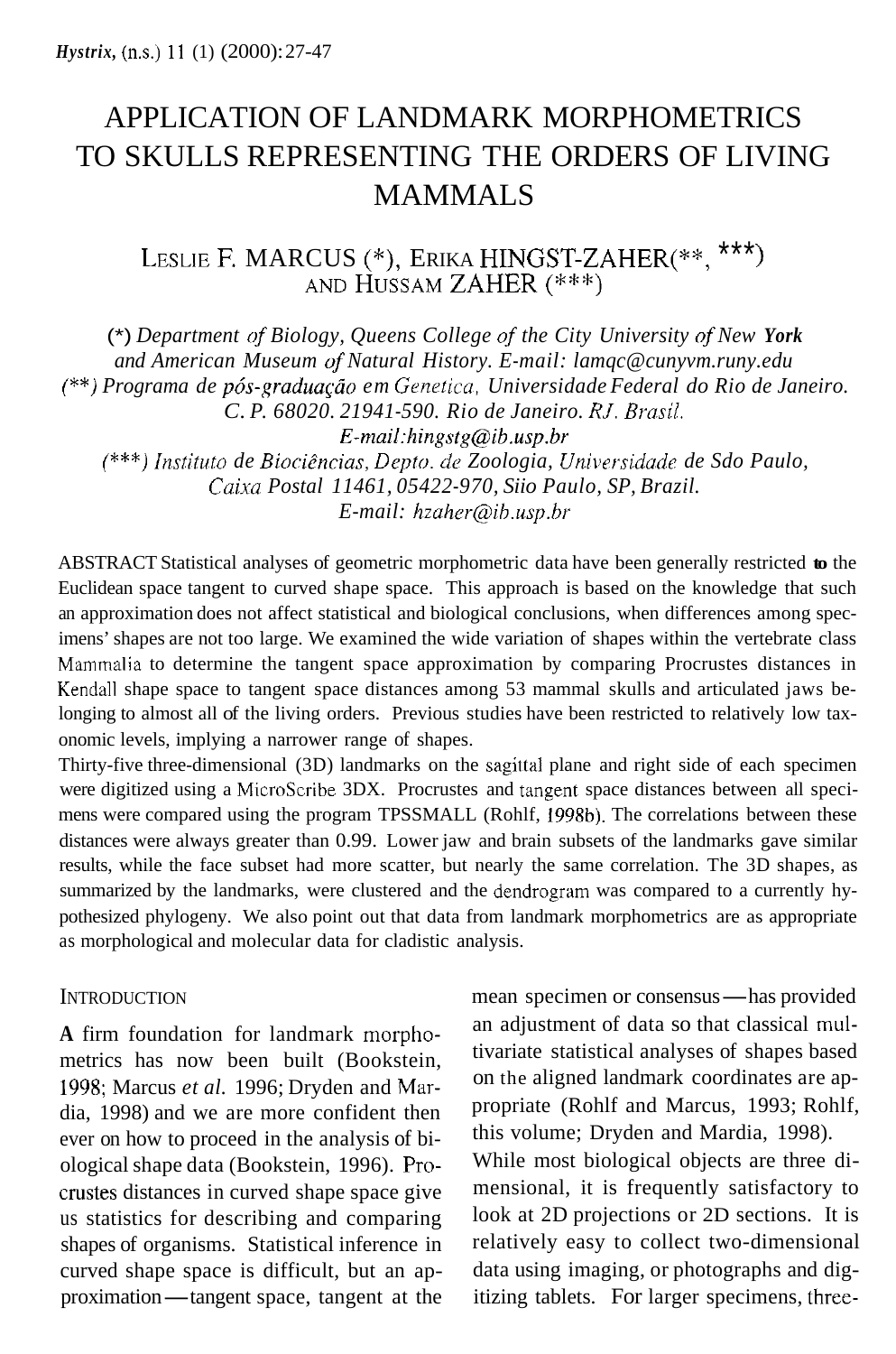# APPLICATION OF LANDMARK MORPHOMETRICS TO SKULLS REPRESENTING THE ORDERS OF LIVING MAMMALS

LESLIE F. MARCUS (*), ERIKA HINGST-ZAHER(**, ***) AND HUSSAM ZAHER (***)

(*) *Department of Biology, Queens College of the City University of New York and American Museum of Natural History. E-mail: lamqc@cunyvm.runy.edu*
(**) *Programa de pós-graduação em Genetica, Universidade Federal do Rio de Janeiro. C. P. 68020. 21941-590. Rio de Janeiro. RJ. Brasil. E-mail:hingstg@ib.usp.br*
(***) *Instituto de Biociências, Depto. de Zoologia, Universidade de Sdo Paulo, Caixa Postal 11461, 05422-970, Siio Paulo, SP, Brazil. E-mail: hzaher@ib.usp.br*

ABSTRACT Statistical analyses of geometric morphometric data have been generally restricted to the Euclidean space tangent to curved shape space. This approach is based on the knowledge that such an approximation does not affect statistical and biological conclusions, when differences among specimens' shapes are not too large. We examined the wide variation of shapes within the vertebrate class Mammalia to determine the tangent space approximation by comparing Procrustes distances in Kendall shape space to tangent space distances among 53 mammal skulls and articulated jaws belonging to almost all of the living orders. Previous studies have been restricted to relatively low taxonomic levels, implying a narrower range of shapes.

Thirty-five three-dimensional (3D) landmarks on the sagittal plane and right side of each specimen were digitized using a MicroScribe 3DX. Procrustes and tangent space distances between all specimens were compared using the program TPSSMALL (Rohlf, 1998b). The correlations between these distances were always greater than 0.99. Lower jaw and brain subsets of the landmarks gave similar results, while the face subset had more scatter, but nearly the same correlation. The 3D shapes, as summarized by the landmarks, were clustered and the dendrogram was compared to a currently hypothesized phylogeny. We also point out that data from landmark morphometrics are as appropriate as morphological and molecular data for cladistic analysis.

## INTRODUCTION

**A** firm foundation for landmark morphometrics has now been built (Bookstein, 1998; Marcus *et al.* 1996; Dryden and Mardia, 1998) and we are more confident then ever on how to proceed in the analysis of biological shape data (Bookstein, 1996). Procrustes distances in curved shape space give us statistics for describing and comparing shapes of organisms. Statistical inference in curved shape space is difficult, but an approximation — tangent space, tangent at the mean specimen or consensus — has provided an adjustment of data so that classical multivariate statistical analyses of shapes based on the aligned landmark coordinates are appropriate (Rohlf and Marcus, 1993; Rohlf, this volume; Dryden and Mardia, 1998).

While most biological objects are three dimensional, it is frequently satisfactory to look at 2D projections or 2D sections. It is relatively easy to collect two-dimensional data using imaging, or photographs and digitizing tablets. For larger specimens, three-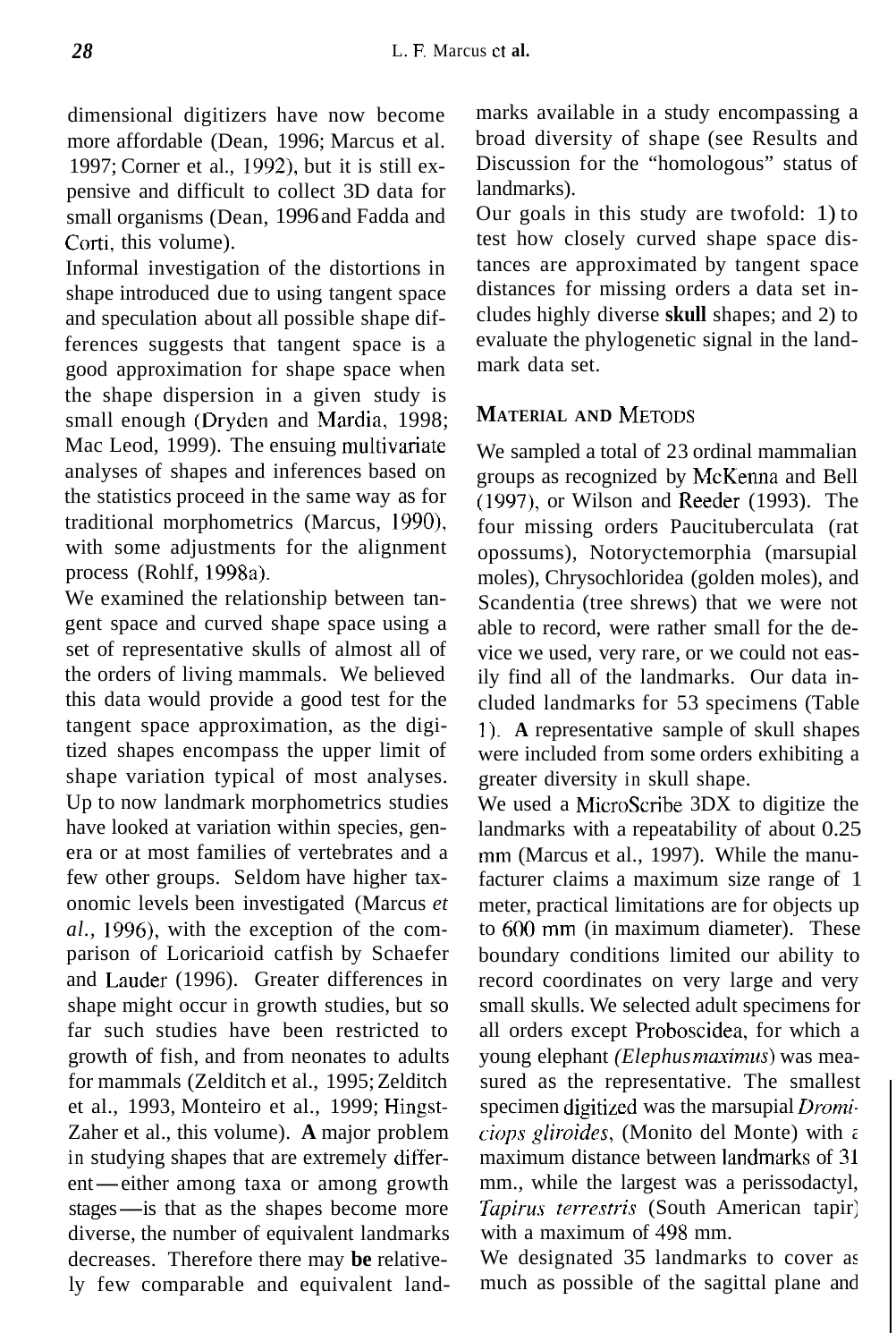dimensional digitizers have now become more affordable (Dean, 1996; Marcus et al. 1997; Corner et al., 1992), but it is still expensive and difficult to collect 3D data for small organisms (Dean, 1996 and Fadda and Corti, this volume).

Informal investigation of the distortions in shape introduced due to using tangent space and speculation about all possible shape differences suggests that tangent space is a good approximation for shape space when the shape dispersion in a given study is small enough (Dryden and Mardia, 1998; Mac Leod, 1999). The ensuing multivariate analyses of shapes and inferences based on the statistics proceed in the same way as for traditional morphometrics (Marcus, 1990), with some adjustments for the alignment process (Rohlf, 1998a).

We examined the relationship between tangent space and curved shape space using a set of representative skulls of almost all of the orders of living mammals. We believed this data would provide a good test for the tangent space approximation, as the digitized shapes encompass the upper limit of shape variation typical of most analyses. Up to now landmark morphometrics studies have looked at variation within species, genera or at most families of vertebrates and a few other groups. Seldom have higher taxonomic levels been investigated (Marcus *et al.*, 1996), with the exception of the comparison of Loricarioid catfish by Schaefer and Lauder (1996). Greater differences in shape might occur in growth studies, but so far such studies have been restricted to growth of fish, and from neonates to adults for mammals (Zelditch et al., 1995; Zelditch et al., 1993, Monteiro et al., 1999; Hingst-Zaher et al., this volume). **A** major problem in studying shapes that are extremely different—either among taxa or among growth stages—is that as the shapes become more diverse, the number of equivalent landmarks decreases. Therefore there may **be** relatively few comparable and equivalent landmarks available in a study encompassing a broad diversity of shape (see Results and Discussion for the "homologous" status of landmarks).

Our goals in this study are twofold: 1) to test how closely curved shape space distances are approximated by tangent space distances for missing orders a data set includes highly diverse **skull** shapes; and 2) to evaluate the phylogenetic signal in the landmark data set.

## MATERIAL AND METODS

We sampled a total of 23 ordinal mammalian groups as recognized by McKenna and Bell (1997), or Wilson and Reeder (1993). The four missing orders Paucituberculata (rat opossums), Notoryctemorphia (marsupial moles), Chrysochloridea (golden moles), and Scandentia (tree shrews) that we were not able to record, were rather small for the device we used, very rare, or we could not easily find all of the landmarks. Our data included landmarks for 53 specimens (Table 1). **A** representative sample of skull shapes were included from some orders exhibiting a greater diversity in skull shape.

We used a MicroScribe 3DX to digitize the landmarks with a repeatability of about 0.25 mm (Marcus et al., 1997). While the manufacturer claims a maximum size range of 1 meter, practical limitations are for objects up to 600 mm (in maximum diameter). These boundary conditions limited our ability to record coordinates on very large and very small skulls. We selected adult specimens for all orders except Proboscidea, for which a young elephant (*Elephus maximus*) was measured as the representative. The smallest specimen digitized was the marsupial *Dromiciops gliroides*, (Monito del Monte) with a maximum distance between landmarks of 31 mm., while the largest was a perissodactyl, *Tapirus terrestris* (South American tapir) with a maximum of 498 mm.

We designated 35 landmarks to cover as much as possible of the sagittal plane and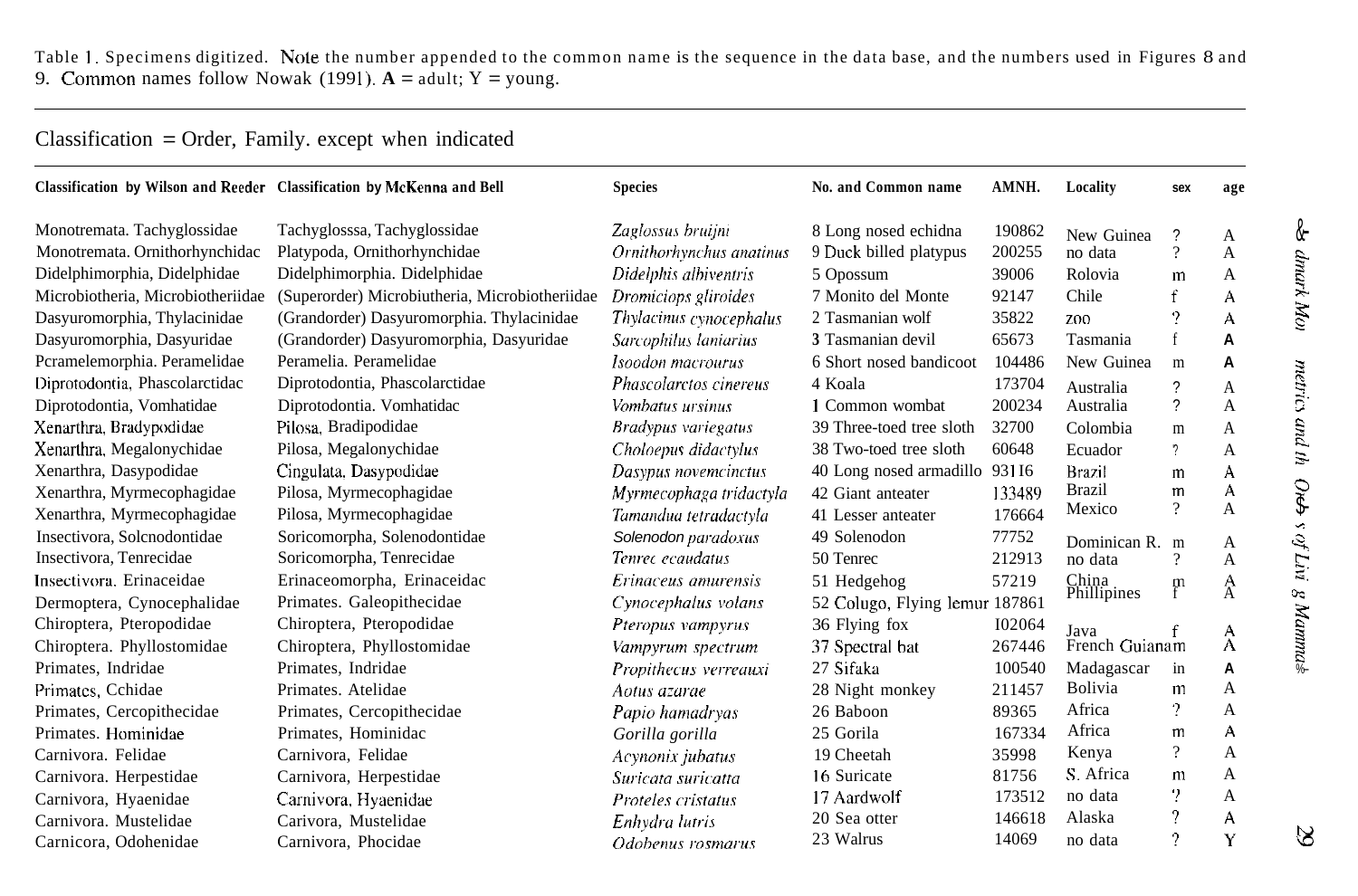Table 1. Specimens digitized. Note the number appended to the common name is the sequence in the data base, and the numbers used in Figures 8 and 9. Common names follow Nowak (1991). **A** = adult; Y = young.

Classification = Order, Family. except when indicated

| Classification by Wilson and Reeder | Classification by McKenna and Bell | Species | No. and Common name | AMNH. | Locality | sex | age |
|---|---|---|---|---|---|---|---|
| Monotremata. Tachyglossidae | Tachyglosssa, Tachyglossidae | *Zaglossus bruijni* | 8 Long nosed echidna | 190862 | New Guinea | ? | A |
| Monotremata. Ornithorhynchidac | Platypoda, Ornithorhynchidae | *Ornithorhynchus anatinus* | 9 Duck billed platypus | 200255 | no data | ? | A |
| Didelphimorphia, Didelphidae | Didelphimorphia. Didelphidae | *Didelphis albiventris* | 5 Opossum | 39006 | Rolovia | m | A |
| Microbiotheria, Microbiotheriidae | (Superorder) Microbiutheria, Microbiotheriidae | *Dromiciops gliroides* | 7 Monito del Monte | 92147 | Chile | f | A |
| Dasyuromorphia, Thylacinidae | (Grandorder) Dasyuromorphia. Thylacinidae | *Thylacinus cynocephalus* | 2 Tasmanian wolf | 35822 | zoo | ? | A |
| Dasyuromorphia, Dasyuridae | (Grandorder) Dasyuromorphia, Dasyuridae | *Sarcophilus laniarius* | 3 Tasmanian devil | 65673 | Tasmania | f | A |
| Pcramelemorphia. Peramelidae | Peramelia. Peramelidae | *Isoodon macrourus* | 6 Short nosed bandicoot | 104486 | New Guinea | m | A |
| Diprotodontia, Phascolarctidae | Diprotodontia, Phascolarctidae | *Phascolarctos cinereus* | 4 Koala | 173704 | Australia | ? | A |
| Diprotodontia, Vomhatidae | Diprotodontia. Vomhatidac | *Vombatus ursinus* | 1 Common wombat | 200234 | Australia | ? | A |
| Xenarthra, Bradypodidae | Pilosa, Bradipodidae | *Bradypus variegatus* | 39 Three-toed tree sloth | 32700 | Colombia | m | A |
| Xenarthra, Megalonychidae | Pilosa, Megalonychidae | *Choloepus didactylus* | 38 Two-toed tree sloth | 60648 | Ecuador | ? | A |
| Xenarthra, Dasypodidae | Cingulata, Dasypodidae | *Dasypus novemcinctus* | 40 Long nosed armadillo | 93116 | Brazil | m | A |
| Xenarthra, Myrmecophagidae | Pilosa, Myrmecophagidae | *Myrmecophaga tridactyla* | 42 Giant anteater | 133489 | Brazil | m | A |
| Xenarthra, Myrmecophagidae | Pilosa, Myrmecophagidae | *Tamandua tetradactyla* | 41 Lesser anteater | 176664 | Mexico | ? | A |
| Insectivora, Solcnodontidae | Soricomorpha, Solenodontidae | *Solenodon paradoxus* | 49 Solenodon | 77752 | Dominican R. | m | A |
| Insectivora, Tenrecidae | Soricomorpha, Tenrecidae | *Tenrec ecaudatus* | 50 Tenrec | 212913 | no data | ? | A |
| Insectivora. Erinaceidae | Erinaceomorpha, Erinaceidac | *Erinaceus amurensis* | 51 Hedgehog | 57219 | China | m | A |
| Dermoptera, Cynocephalidae | Primates. Galeopithecidae | *Cynocephalus volans* | 52 Colugo, Flying lemur | 187861 | Phillipines | f | A |
| Chiroptera, Pteropodidae | Chiroptera, Pteropodidae | *Pteropus vampyrus* | 36 Flying fox | 102064 | Java | f | A |
| Chiroptera. Phyllostomidae | Chiroptera, Phyllostomidae | *Vampyrum spectrum* | 37 Spectral bat | 267446 | French Guiana | m | A |
| Primates, Indridae | Primates, Indridae | *Propithecus verreauxi* | 27 Sifaka | 100540 | Madagascar | m | A |
| Primates, Cchidae | Primates. Atelidae | *Aotus azarae* | 28 Night monkey | 211457 | Bolivia | m | A |
| Primates, Cercopithecidae | Primates, Cercopithecidae | *Papio hamadryas* | 26 Baboon | 89365 | Africa | ? | A |
| Primates. Hominidae | Primates, Hominidac | *Gorilla gorilla* | 25 Gorila | 167334 | Africa | m | A |
| Carnivora. Felidae | Carnivora, Felidae | *Acynonix jubatus* | 19 Cheetah | 35998 | Kenya | ? | A |
| Carnivora. Herpestidae | Carnivora, Herpestidae | *Suricata suricatta* | 16 Suricate | 81756 | S. Africa | m | A |
| Carnivora, Hyaenidae | Carnivora, Hyaenidae | *Proteles cristatus* | 17 Aardwolf | 173512 | no data | ? | A |
| Carnivora. Mustelidae | Carivora, Mustelidae | *Enhydra lutris* | 20 Sea otter | 146618 | Alaska | ? | A |
| Carnicora, Odohenidae | Carnivora, Phocidae | *Odobenus rosmarus* | 23 Walrus | 14069 | no data | ? | Y |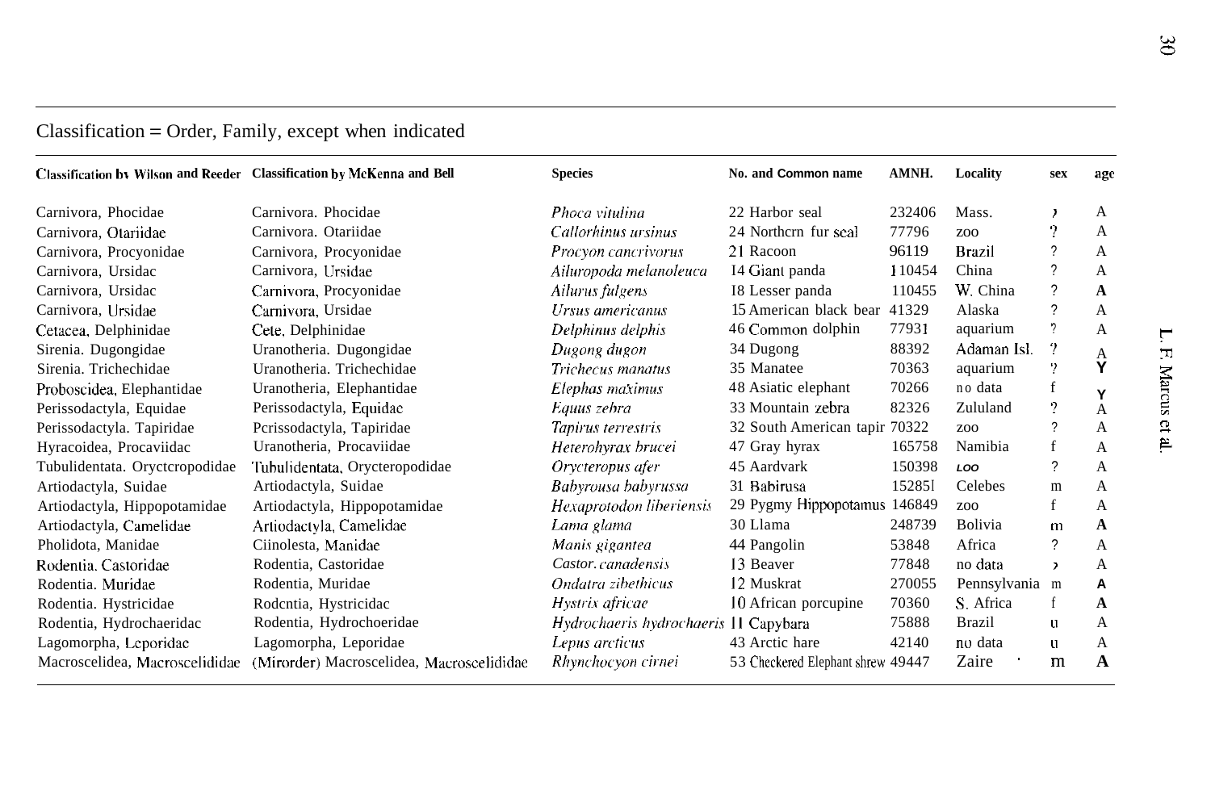Classification = Order, Family, except when indicated

| Classification by Wilson and Reeder | Classification by McKenna and Bell | Species | No. and Common name | AMNH. | Locality | sex | age |
|---|---|---|---|---|---|---|---|
| Carnivora, Phocidae | Carnivora. Phocidae | *Phoca vitulina* | 22 Harbor seal | 232406 | Mass. | ? | A |
| Carnivora, Otariidae | Carnivora. Otariidae | *Callorhinus ursinus* | 24 Northern fur seal | 77796 | zoo | ? | A |
| Carnivora, Procyonidae | Carnivora, Procyonidae | *Procyon cancrivorus* | 21 Racoon | 96119 | Brazil | ? | A |
| Carnivora, Ursidae | Carnivora, Ursidae | *Ailuropoda melanoleuca* | 14 Giant panda | 110454 | China | ? | A |
| Carnivora, Ursidae | Carnivora, Procyonidae | *Ailurus fulgens* | 18 Lesser panda | 110455 | W. China | ? | A |
| Carnivora, Ursidae | Carnivora, Ursidae | *Ursus americanus* | 15 American black bear | 41329 | Alaska | ? | A |
| Cetacea, Delphinidae | Cete, Delphinidae | *Delphinus delphis* | 46 Common dolphin | 77931 | aquarium | ? | A |
| Sirenia. Dugongidae | Uranotheria. Dugongidae | *Dugong dugon* | 34 Dugong | 88392 | Adaman Isl. | ? | A |
| Sirenia. Trichechidae | Uranotheria. Trichechidae | *Trichecus manatus* | 35 Manatee | 70363 | aquarium | ? | Y |
| Proboscidea, Elephantidae | Uranotheria, Elephantidae | *Elephas maximus* | 48 Asiatic elephant | 70266 | no data | f | Y |
| Perissodactyla, Equidae | Perissodactyla, Equidae | *Equus zebra* | 33 Mountain zebra | 82326 | Zululand | ? | A |
| Perissodactyla. Tapiridae | Perissodactyla, Tapiridae | *Tapirus terrestris* | 32 South American tapir | 70322 | zoo | ? | A |
| Hyracoidea, Procaviidae | Uranotheria, Procaviidae | *Heterohyrax brucei* | 47 Gray hyrax | 165758 | Namibia | f | A |
| Tubulidentata. Orycteropodidae | Tubulidentata, Orycteropodidae | *Orycteropus afer* | 45 Aardvark | 150398 | zoo | ? | A |
| Artiodactyla, Suidae | Artiodactyla, Suidae | *Babyrousa babyrussa* | 31 Babirusa | 152851 | Celebes | m | A |
| Artiodactyla, Hippopotamidae | Artiodactyla, Hippopotamidae | *Hexaprotodon liberiensis* | 29 Pygmy Hippopotamus | 146849 | zoo | f | A |
| Artiodactyla, Camelidae | Artiodactyla, Camelidae | *Lama glama* | 30 Llama | 248739 | Bolivia | m | A |
| Pholidota, Manidae | Ciinolesta, Manidae | *Manis gigantea* | 44 Pangolin | 53848 | Africa | ? | A |
| Rodentia. Castoridae | Rodentia, Castoridae | *Castor canadensis* | 13 Beaver | 77848 | no data | ? | A |
| Rodentia. Muridae | Rodentia, Muridae | *Ondatra zibethicus* | 12 Muskrat | 270055 | Pennsylvania | m | A |
| Rodentia. Hystricidae | Rodentia, Hystricidae | *Hystrix africae* | 10 African porcupine | 70360 | S. Africa | f | A |
| Rodentia, Hydrochaeridae | Rodentia, Hydrochoeridae | *Hydrochaeris hydrochaeris* | 11 Capybara | 75888 | Brazil | u | A |
| Lagomorpha, Leporidae | Lagomorpha, Leporidae | *Lepus arcticus* | 43 Arctic hare | 42140 | no data | u | A |
| Macroscelidea, Macroscelididae | (Mirorder) Macroscelidea, Macroscelididae | *Rhynchocyon cirnei* | 53 Checkered Elephant shrew | 49447 | Zaire | m | A |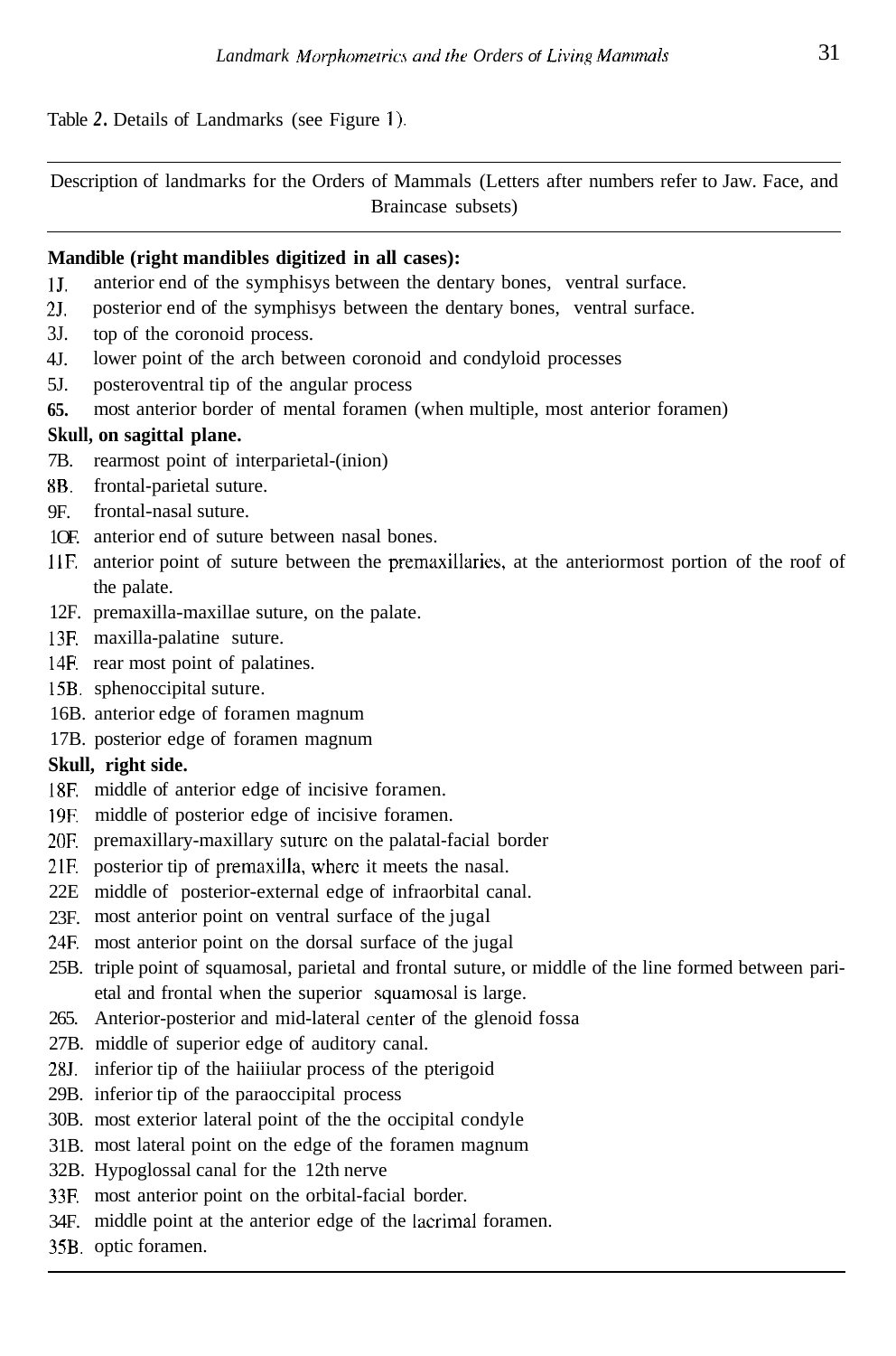Table *2*. Details of Landmarks (see Figure 1).

Description of landmarks for the Orders of Mammals (Letters after numbers refer to Jaw. Face, and Braincase subsets)

**Mandible (right mandibles digitized in all cases):**

1J. anterior end of the symphisys between the dentary bones, ventral surface.
2J. posterior end of the symphisys between the dentary bones, ventral surface.
3J. top of the coronoid process.
4J. lower point of the arch between coronoid and condyloid processes
5J. posteroventral tip of the angular process
65. most anterior border of mental foramen (when multiple, most anterior foramen)

**Skull, on sagittal plane.**

7B. rearmost point of interparietal-(inion)
8B. frontal-parietal suture.
9F. frontal-nasal suture.
1OF. anterior end of suture between nasal bones.
11F. anterior point of suture between the premaxillaries, at the anteriormost portion of the roof of the palate.
12F. premaxilla-maxillae suture, on the palate.
13F. maxilla-palatine suture.
14F. rear most point of palatines.
15B. sphenoccipital suture.
16B. anterior edge of foramen magnum
17B. posterior edge of foramen magnum

**Skull, right side.**

18F. middle of anterior edge of incisive foramen.
19F. middle of posterior edge of incisive foramen.
20F. premaxillary-maxillary suture on the palatal-facial border
21F. posterior tip of premaxilla, where it meets the nasal.
22E middle of posterior-external edge of infraorbital canal.
23F. most anterior point on ventral surface of the jugal
24F. most anterior point on the dorsal surface of the jugal
25B. triple point of squamosal, parietal and frontal suture, or middle of the line formed between parietal and frontal when the superior squamosal is large.
265. Anterior-posterior and mid-lateral center of the glenoid fossa
27B. middle of superior edge of auditory canal.
28J. inferior tip of the haiiiular process of the pterigoid
29B. inferior tip of the paraoccipital process
30B. most exterior lateral point of the the occipital condyle
31B. most lateral point on the edge of the foramen magnum
32B. Hypoglossal canal for the 12th nerve
33F. most anterior point on the orbital-facial border.
34F. middle point at the anterior edge of the lacrimal foramen.
35B. optic foramen.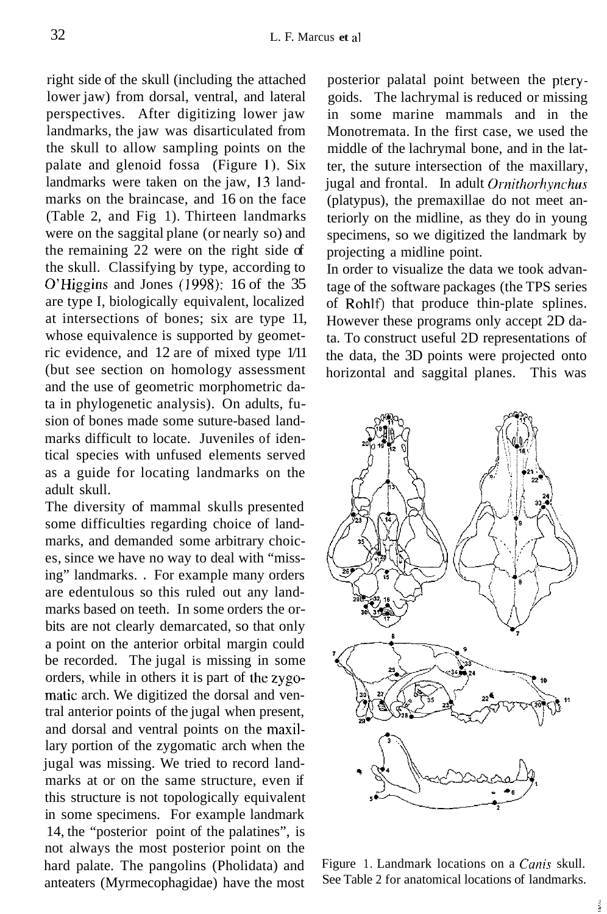right side of the skull (including the attached lower jaw) from dorsal, ventral, and lateral perspectives. After digitizing lower jaw landmarks, the jaw was disarticulated from the skull to allow sampling points on the palate and glenoid fossa (Figure 1). Six landmarks were taken on the jaw, 13 landmarks on the braincase, and 16 on the face (Table 2, and Fig 1). Thirteen landmarks were on the saggital plane (or nearly so) and the remaining 22 were on the right side of the skull. Classifying by type, according to O'Higgins and Jones (1998): 16 of the 35 are type I, biologically equivalent, localized at intersections of bones; six are type 11, whose equivalence is supported by geometric evidence, and 12 are of mixed type 1/11 (but see section on homology assessment and the use of geometric morphometric data in phylogenetic analysis). On adults, fusion of bones made some suture-based landmarks difficult to locate. Juveniles of identical species with unfused elements served as a guide for locating landmarks on the adult skull.

The diversity of mammal skulls presented some difficulties regarding choice of landmarks, and demanded some arbitrary choices, since we have no way to deal with "missing" landmarks. . For example many orders are edentulous so this ruled out any landmarks based on teeth. In some orders the orbits are not clearly demarcated, so that only a point on the anterior orbital margin could be recorded. The jugal is missing in some orders, while in others it is part of the zygomatic arch. We digitized the dorsal and ventral anterior points of the jugal when present, and dorsal and ventral points on the maxillary portion of the zygomatic arch when the jugal was missing. We tried to record landmarks at or on the same structure, even if this structure is not topologically equivalent in some specimens. For example landmark 14, the "posterior point of the palatines", is not always the most posterior point on the hard palate. The pangolins (Pholidata) and anteaters (Myrmecophagidae) have the most posterior palatal point between the pterygoids. The lachrymal is reduced or missing in some marine mammals and in the Monotremata. In the first case, we used the middle of the lachrymal bone, and in the latter, the suture intersection of the maxillary, jugal and frontal. In adult *Ornithorhynchus* (platypus), the premaxillae do not meet anteriorly on the midline, as they do in young specimens, so we digitized the landmark by projecting a midline point.

In order to visualize the data we took advantage of the software packages (the TPS series of Rohlf) that produce thin-plate splines. However these programs only accept 2D data. To construct useful 2D representations of the data, the 3D points were projected onto horizontal and saggital planes. This was

Figure 1. Landmark locations on a *Canis* skull. See Table 2 for anatomical locations of landmarks.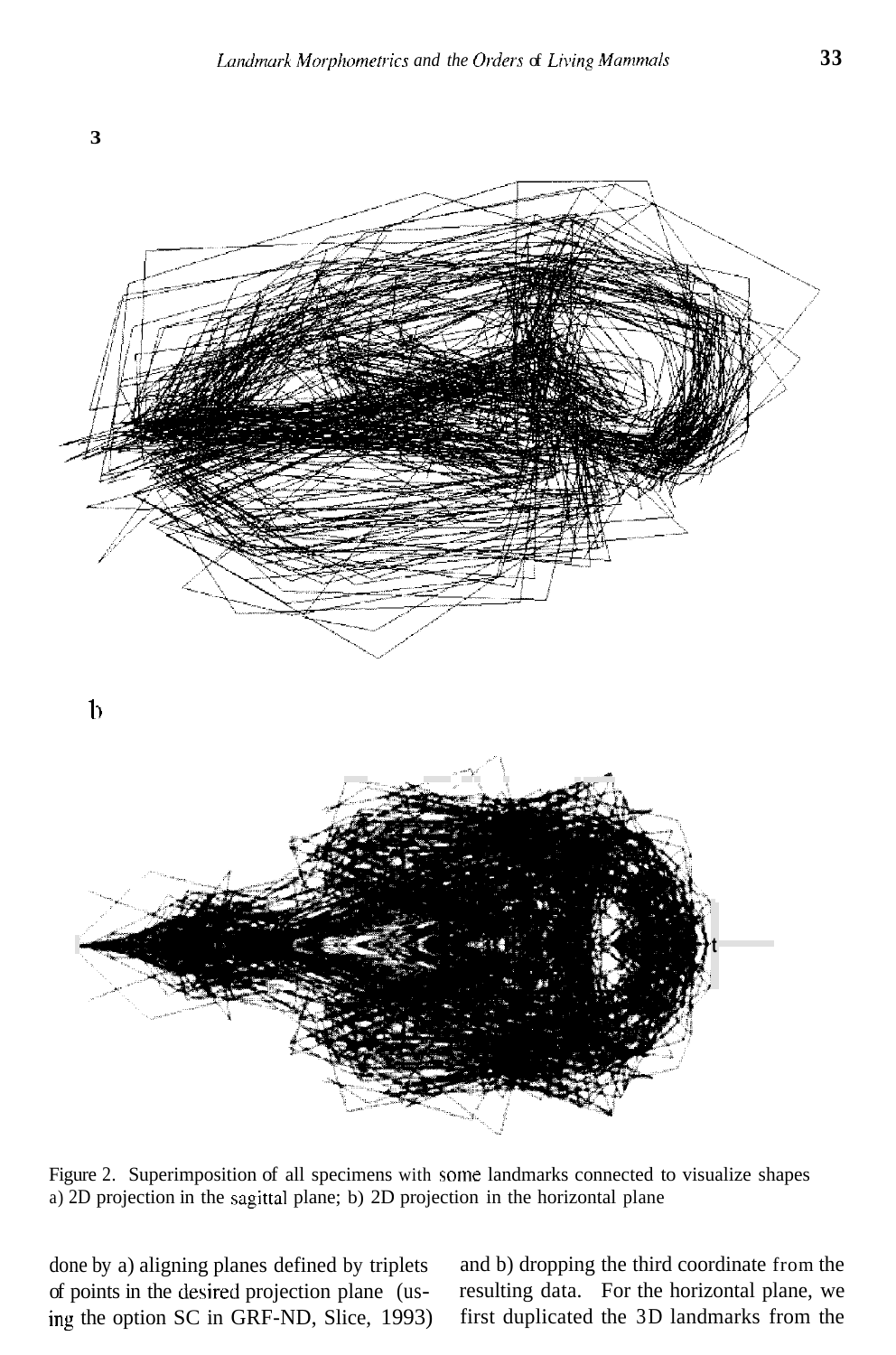a

b

Figure 2. Superimposition of all specimens with some landmarks connected to visualize shapes a) 2D projection in the sagittal plane; b) 2D projection in the horizontal plane

done by a) aligning planes defined by triplets of points in the desired projection plane (using the option SC in GRF-ND, Slice, 1993) and b) dropping the third coordinate from the resulting data. For the horizontal plane, we first duplicated the 3D landmarks from the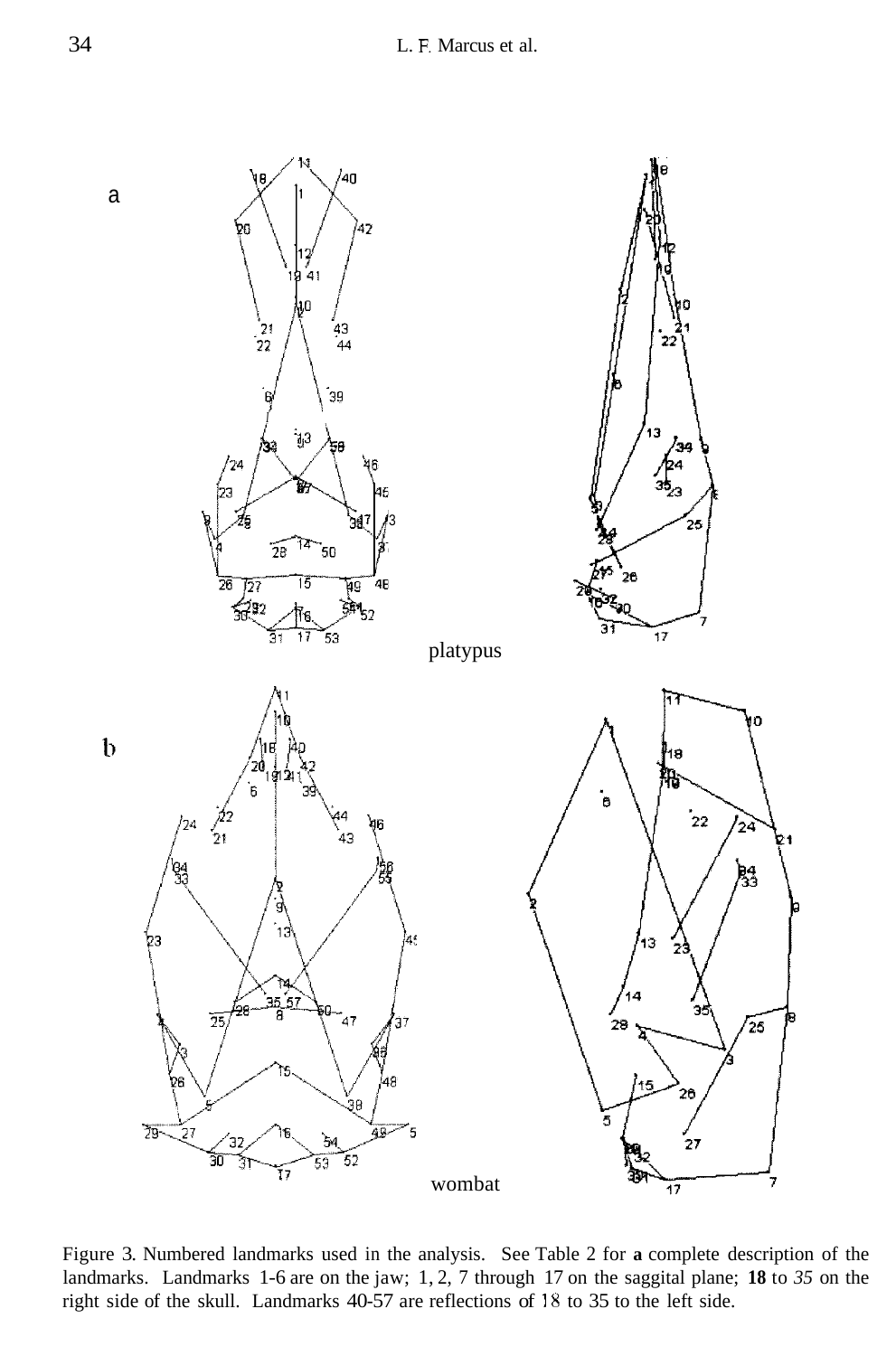a

platypus

b

wombat

Figure 3. Numbered landmarks used in the analysis. See Table 2 for **a** complete description of the landmarks. Landmarks 1-6 are on the jaw; 1, 2, 7 through 17 on the saggital plane; **18** to *35* on the right side of the skull. Landmarks 40-57 are reflections of 18 to 35 to the left side.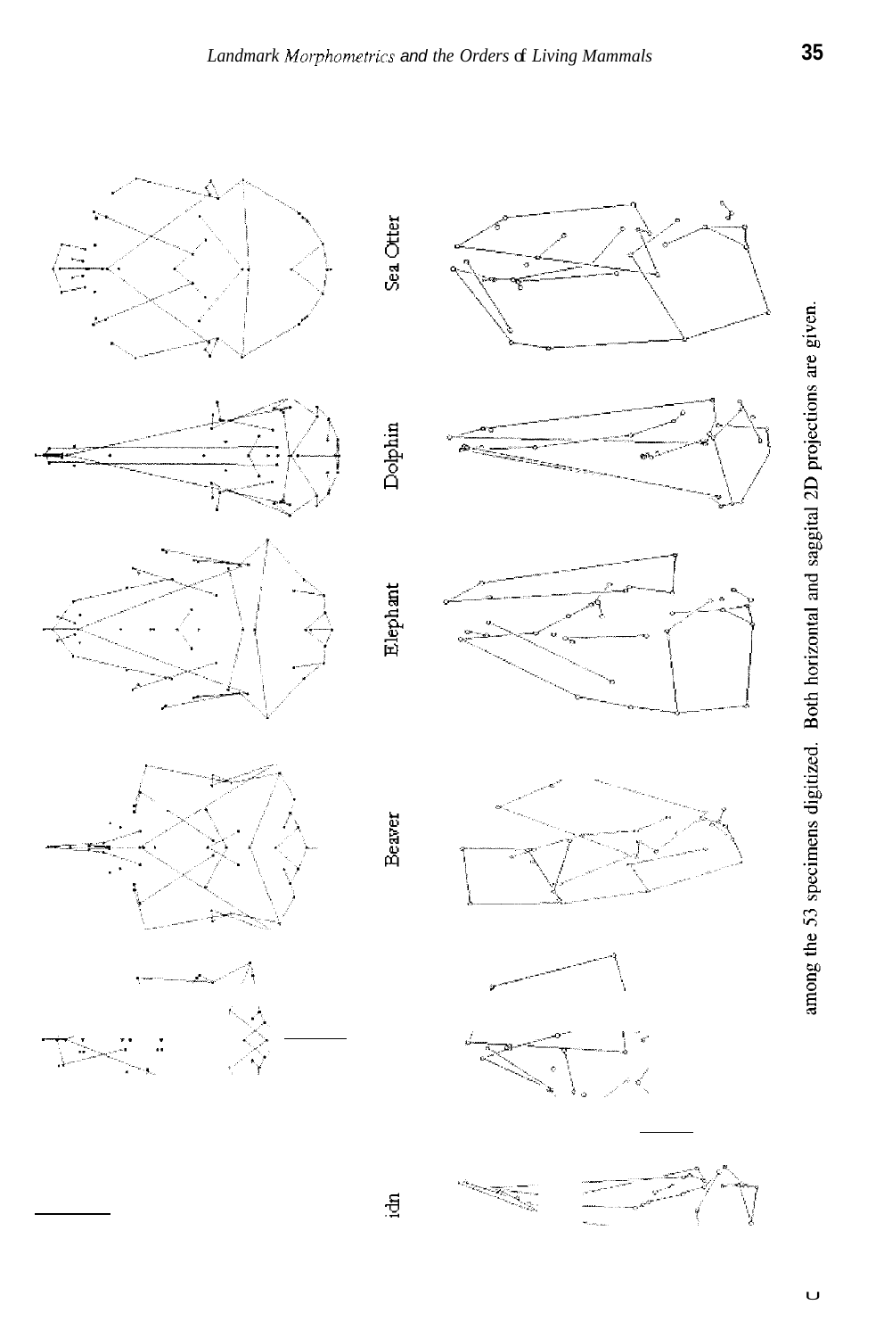Sea Otter

Dolphin

Elephant

Beaver

idn

among the 53 specimens digitized. Both horizontal and saggital 2D projections are given.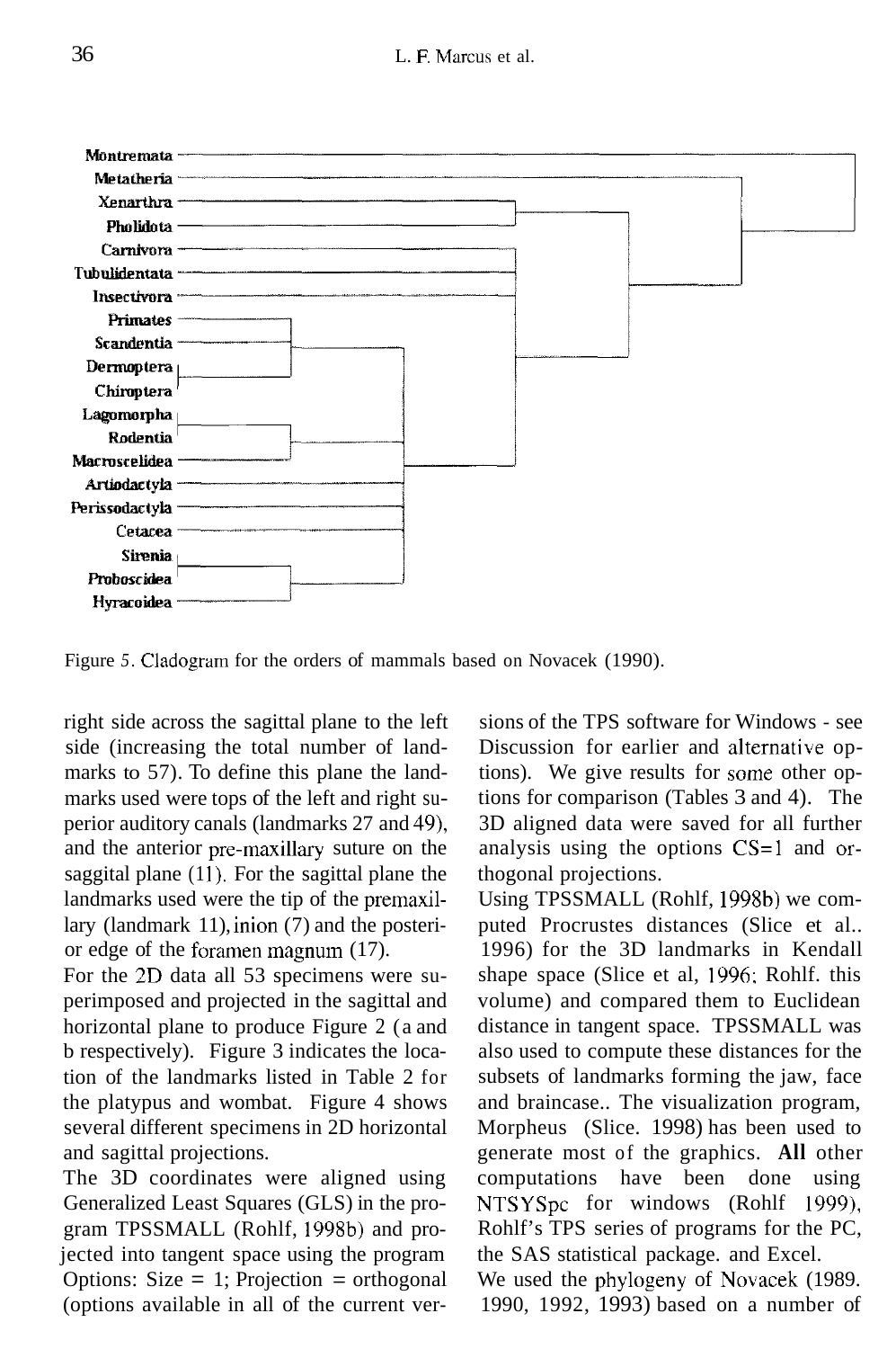Montremata
Metatheria
Xenarthra
Pholidota
Carnivora
Tubulidentata
Insectivora
Primates
Scandentia
Dermoptera
Chiroptera
Lagomorpha
Rodentia
Macroscelidea
Artiodactyla
Perissodactyla
Cetacea
Sirenia
Proboscidea
Hyracoidea

Figure 5. Cladogram for the orders of mammals based on Novacek (1990).

right side across the sagittal plane to the left side (increasing the total number of landmarks to 57). To define this plane the landmarks used were tops of the left and right superior auditory canals (landmarks 27 and 49), and the anterior pre-maxillary suture on the saggital plane (11). For the sagittal plane the landmarks used were the tip of the premaxillary (landmark 11), inion (7) and the posterior edge of the foramen magnum (17).

For the 2D data all 53 specimens were superimposed and projected in the sagittal and horizontal plane to produce Figure 2 (a and b respectively). Figure 3 indicates the location of the landmarks listed in Table 2 for the platypus and wombat. Figure 4 shows several different specimens in 2D horizontal and sagittal projections.

The 3D coordinates were aligned using Generalized Least Squares (GLS) in the program TPSSMALL (Rohlf, 1998b) and projected into tangent space using the program Options: Size = 1; Projection = orthogonal (options available in all of the current versions of the TPS software for Windows - see Discussion for earlier and alternative options). We give results for some other options for comparison (Tables 3 and 4). The 3D aligned data were saved for all further analysis using the options CS=1 and orthogonal projections.

Using TPSSMALL (Rohlf, 1998b) we computed Procrustes distances (Slice et al.. 1996) for the 3D landmarks in Kendall shape space (Slice et al, 1996; Rohlf. this volume) and compared them to Euclidean distance in tangent space. TPSSMALL was also used to compute these distances for the subsets of landmarks forming the jaw, face and braincase.. The visualization program, Morpheus (Slice. 1998) has been used to generate most of the graphics. **All** other computations have been done using NTSYSpc for windows (Rohlf 1999), Rohlf's TPS series of programs for the PC, the SAS statistical package. and Excel.

We used the phylogeny of Novacek (1989. 1990, 1992, 1993) based on a number of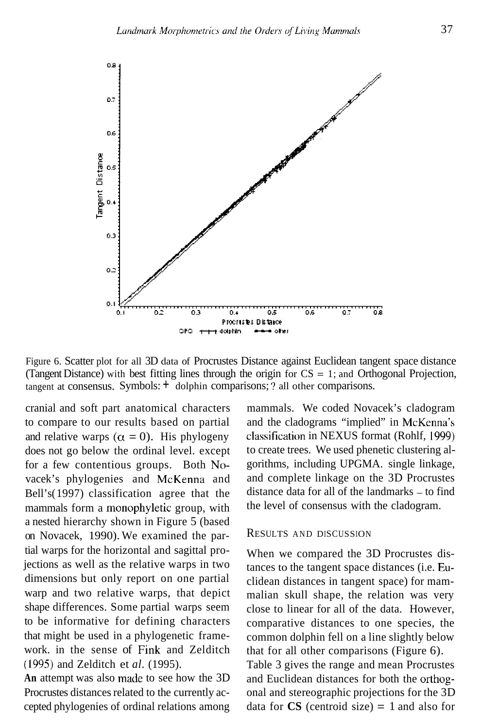0.8
0.7
0.6
0.5
0.4
0.3
0.2
0.1
Tangent Distance
0.1 0.2 0.3 0.4 0.5 0.6 0.7 0.8
Procrustes Distance
OPC dolphin other

Figure 6. Scatter plot for all 3D data of Procrustes Distance against Euclidean tangent space distance (Tangent Distance) with best fitting lines through the origin for CS = 1; and Orthogonal Projection, tangent at consensus. Symbols: + dolphin comparisons; ? all other comparisons.

cranial and soft part anatomical characters to compare to our results based on partial and relative warps ($\alpha = 0$). His phylogeny does not go below the ordinal level. except for a few contentious groups. Both Novacek's phylogenies and McKenna and Bell's(1997) classification agree that the mammals form a monophyletic group, with a nested hierarchy shown in Figure 5 (based on Novacek, 1990). We examined the partial warps for the horizontal and sagittal projections as well as the relative warps in two dimensions but only report on one partial warp and two relative warps, that depict shape differences. Some partial warps seem to be informative for defining characters that might be used in a phylogenetic framework. in the sense of Fink and Zelditch (1995) and Zelditch et *al.* (1995).

**An** attempt was also made to see how the 3D Procrustes distances related to the currently accepted phylogenies of ordinal relations among mammals. We coded Novacek's cladogram and the cladograms "implied" in McKenna's classification in NEXUS format (Rohlf, 1999) to create trees. We used phenetic clustering algorithms, including UPGMA. single linkage, and complete linkage on the 3D Procrustes distance data for all of the landmarks – to find the level of consensus with the cladogram.

## RESULTS AND DISCUSSION

When we compared the 3D Procrustes distances to the tangent space distances (i.e. Euclidean distances in tangent space) for mammalian skull shape, the relation was very close to linear for all of the data. However, comparative distances to one species, the common dolphin fell on a line slightly below that for all other comparisons (Figure 6).

Table 3 gives the range and mean Procrustes and Euclidean distances for both the orthogonal and stereographic projections for the 3D data for **CS** (centroid size) = 1 and also for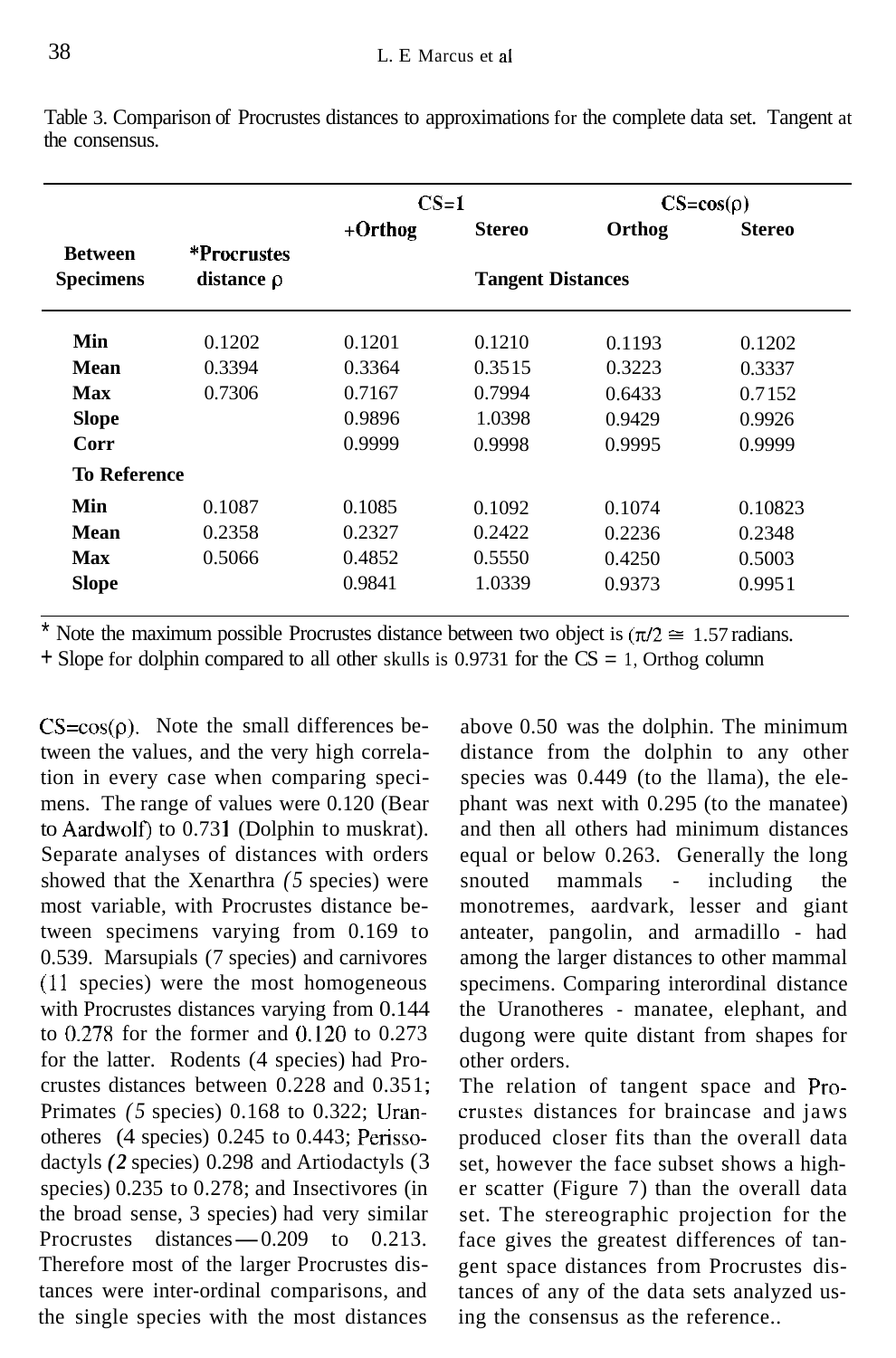Table 3. Comparison of Procrustes distances to approximations for the complete data set. Tangent at the consensus.

| | | CS=1 | | CS=cos(ρ) | |
|---|---|---|---|---|---|
| | | +Orthog | Stereo | Orthog | Stereo |
| **Between Specimens** | **\*Procrustes distance ρ** | **Tangent Distances** | | | |
| **Min** | 0.1202 | 0.1201 | 0.1210 | 0.1193 | 0.1202 |
| **Mean** | 0.3394 | 0.3364 | 0.3515 | 0.3223 | 0.3337 |
| **Max** | 0.7306 | 0.7167 | 0.7994 | 0.6433 | 0.7152 |
| **Slope** | | 0.9896 | 1.0398 | 0.9429 | 0.9926 |
| **Corr** | | 0.9999 | 0.9998 | 0.9995 | 0.9999 |
| **To Reference** | | | | | |
| **Min** | 0.1087 | 0.1085 | 0.1092 | 0.1074 | 0.10823 |
| **Mean** | 0.2358 | 0.2327 | 0.2422 | 0.2236 | 0.2348 |
| **Max** | 0.5066 | 0.4852 | 0.5550 | 0.4250 | 0.5003 |
| **Slope** | | 0.9841 | 1.0339 | 0.9373 | 0.9951 |

\* Note the maximum possible Procrustes distance between two object is $(\pi/2 \cong 1.57$ radians.

\+ Slope for dolphin compared to all other skulls is 0.9731 for the CS = 1, Orthog column

CS=cos(ρ). Note the small differences between the values, and the very high correlation in every case when comparing specimens. The range of values were 0.120 (Bear to Aardwolf) to 0.731 (Dolphin to muskrat). Separate analyses of distances with orders showed that the Xenarthra *(5* species) were most variable, with Procrustes distance between specimens varying from 0.169 to 0.539. Marsupials (7 species) and carnivores (11 species) were the most homogeneous with Procrustes distances varying from 0.144 to 0.278 for the former and 0.120 to 0.273 for the latter. Rodents (4 species) had Procrustes distances between 0.228 and 0.351; Primates *(5* species) 0.168 to 0.322; Uranotheres (4 species) 0.245 to 0.443; Perissodactyls *(2* species) 0.298 and Artiodactyls (3 species) 0.235 to 0.278; and Insectivores (in the broad sense, 3 species) had very similar Procrustes distances—0.209 to 0.213. Therefore most of the larger Procrustes distances were inter-ordinal comparisons, and the single species with the most distances above 0.50 was the dolphin. The minimum distance from the dolphin to any other species was 0.449 (to the llama), the elephant was next with 0.295 (to the manatee) and then all others had minimum distances equal or below 0.263. Generally the long snouted mammals - including the monotremes, aardvark, lesser and giant anteater, pangolin, and armadillo - had among the larger distances to other mammal specimens. Comparing interordinal distance the Uranotheres - manatee, elephant, and dugong were quite distant from shapes for other orders.

The relation of tangent space and Procrustes distances for braincase and jaws produced closer fits than the overall data set, however the face subset shows a higher scatter (Figure 7) than the overall data set. The stereographic projection for the face gives the greatest differences of tangent space distances from Procrustes distances of any of the data sets analyzed using the consensus as the reference..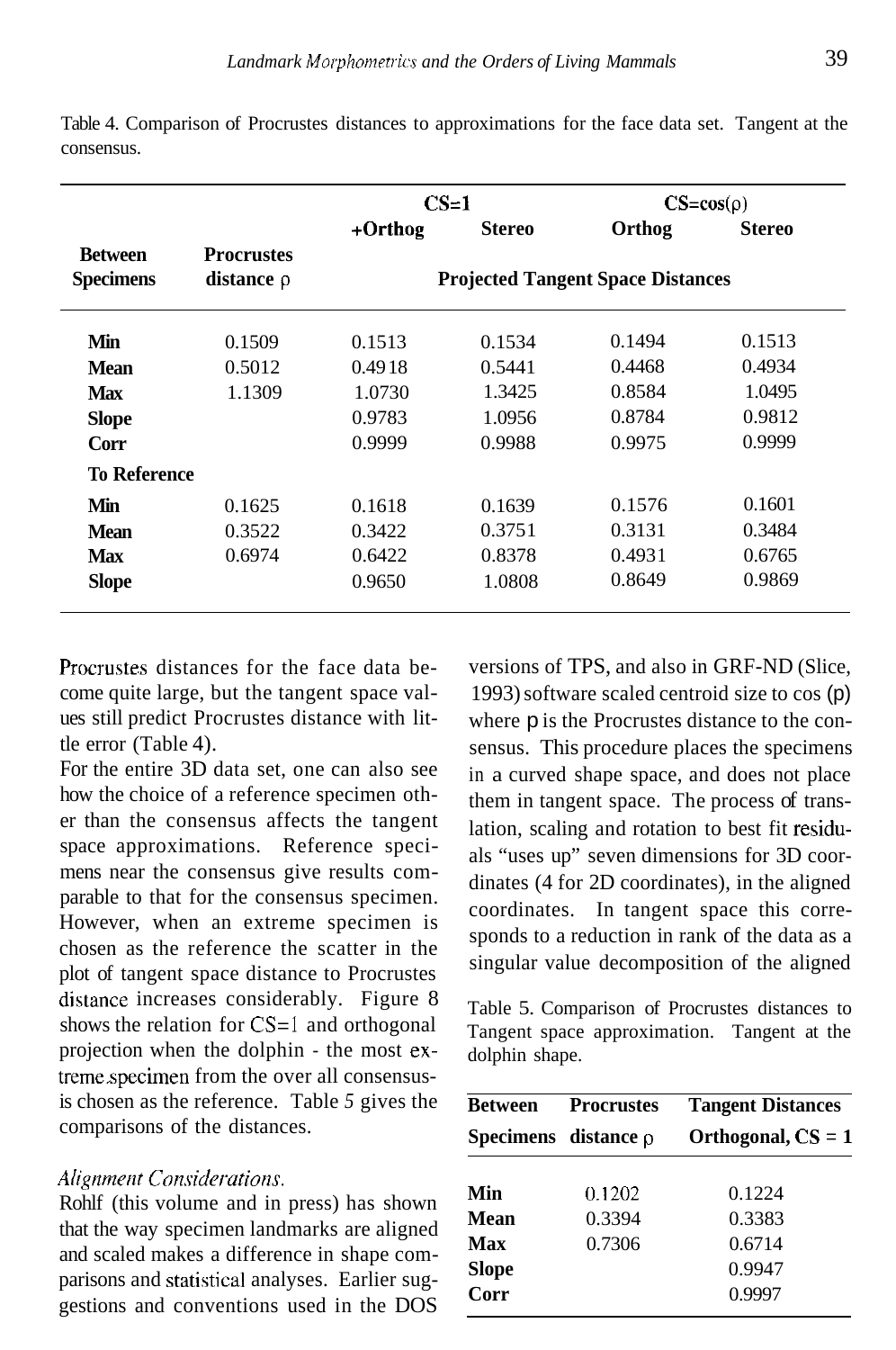Table 4. Comparison of Procrustes distances to approximations for the face data set. Tangent at the consensus.

| Between Specimens | Procrustes distance ρ | CS=1 +Orthog | CS=1 Stereo | CS=cos(ρ) Orthog | CS=cos(ρ) Stereo |
|---|---|---|---|---|---|
| | | Projected Tangent Space Distances | | | |
| **Min** | 0.1509 | 0.1513 | 0.1534 | 0.1494 | 0.1513 |
| **Mean** | 0.5012 | 0.4918 | 0.5441 | 0.4468 | 0.4934 |
| **Max** | 1.1309 | 1.0730 | 1.3425 | 0.8584 | 1.0495 |
| **Slope** | | 0.9783 | 1.0956 | 0.8784 | 0.9812 |
| **Corr** | | 0.9999 | 0.9988 | 0.9975 | 0.9999 |
| **To Reference** | | | | | |
| **Min** | 0.1625 | 0.1618 | 0.1639 | 0.1576 | 0.1601 |
| **Mean** | 0.3522 | 0.3422 | 0.3751 | 0.3131 | 0.3484 |
| **Max** | 0.6974 | 0.6422 | 0.8378 | 0.4931 | 0.6765 |
| **Slope** | | 0.9650 | 1.0808 | 0.8649 | 0.9869 |

Procrustes distances for the face data become quite large, but the tangent space values still predict Procrustes distance with little error (Table 4).

For the entire 3D data set, one can also see how the choice of a reference specimen other than the consensus affects the tangent space approximations. Reference specimens near the consensus give results comparable to that for the consensus specimen. However, when an extreme specimen is chosen as the reference the scatter in the plot of tangent space distance to Procrustes distance increases considerably. Figure 8 shows the relation for CS=1 and orthogonal projection when the dolphin - the most extreme specimen from the over all consensus- is chosen as the reference. Table 5 gives the comparisons of the distances.

*Alignment Considerations.*

Rohlf (this volume and in press) has shown that the way specimen landmarks are aligned and scaled makes a difference in shape comparisons and statistical analyses. Earlier suggestions and conventions used in the DOS versions of TPS, and also in GRF-ND (Slice, 1993) software scaled centroid size to cos (ρ) where ρ is the Procrustes distance to the consensus. This procedure places the specimens in a curved shape space, and does not place them in tangent space. The process of translation, scaling and rotation to best fit residuals "uses up" seven dimensions for 3D coordinates (4 for 2D coordinates), in the aligned coordinates. In tangent space this corresponds to a reduction in rank of the data as a singular value decomposition of the aligned

Table 5. Comparison of Procrustes distances to Tangent space approximation. Tangent at the dolphin shape.

| Between Specimens | Procrustes distance ρ | Tangent Distances Orthogonal, CS = 1 |
|---|---|---|
| **Min** | 0.1202 | 0.1224 |
| **Mean** | 0.3394 | 0.3383 |
| **Max** | 0.7306 | 0.6714 |
| **Slope** | | 0.9947 |
| **Corr** | | 0.9997 |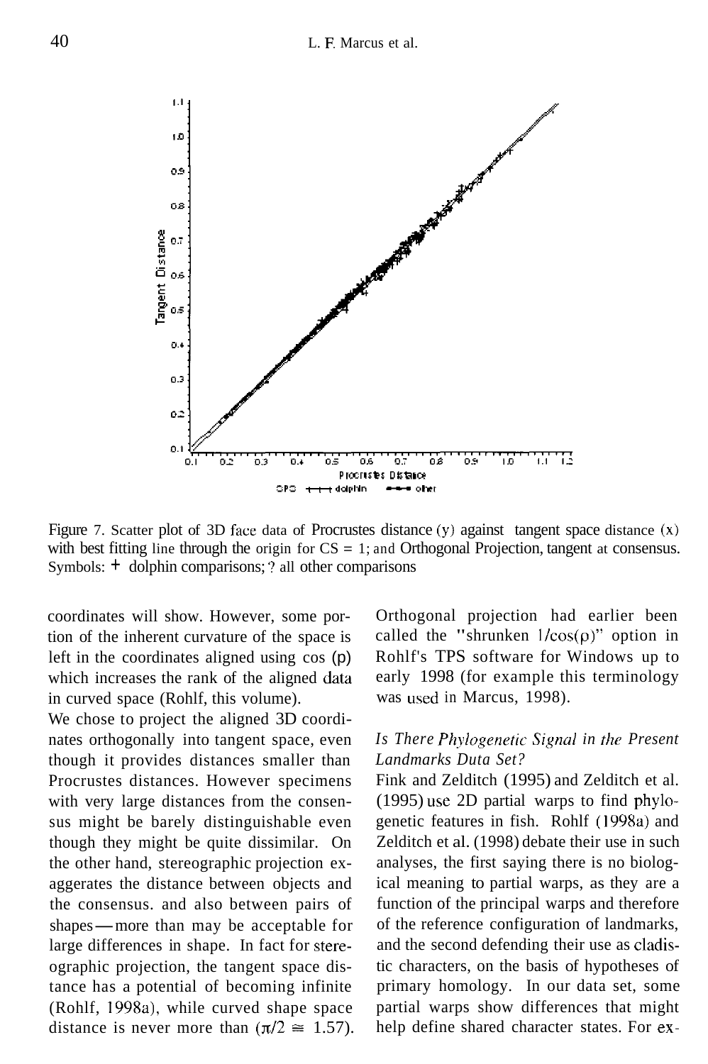Tangent Distance

1.1
1.0
0.9
0.8
0.7
0.6
0.5
0.4
0.3
0.2
0.1

0.1 0.2 0.3 0.4 0.5 0.6 0.7 0.8 0.9 1.0 1.1 1.2

Procrustes Distance

OPC +++ dolphin ••• other

Figure 7. Scatter plot of 3D face data of Procrustes distance (y) against tangent space distance (x) with best fitting line through the origin for CS = 1; and Orthogonal Projection, tangent at consensus. Symbols: + dolphin comparisons; ? all other comparisons

coordinates will show. However, some portion of the inherent curvature of the space is left in the coordinates aligned using cos (ρ) which increases the rank of the aligned data in curved space (Rohlf, this volume).

We chose to project the aligned 3D coordinates orthogonally into tangent space, even though it provides distances smaller than Procrustes distances. However specimens with very large distances from the consensus might be barely distinguishable even though they might be quite dissimilar. On the other hand, stereographic projection exaggerates the distance between objects and the consensus. and also between pairs of shapes—more than may be acceptable for large differences in shape. In fact for stereographic projection, the tangent space distance has a potential of becoming infinite (Rohlf, 1998a), while curved shape space distance is never more than ($\pi/2 \cong 1.57$). Orthogonal projection had earlier been called the "shrunken $1/\cos(\rho)$" option in Rohlf's TPS software for Windows up to early 1998 (for example this terminology was used in Marcus, 1998).

### *Is There Phylogenetic Signal in the Present Landmarks Duta Set?*

Fink and Zelditch (1995) and Zelditch et al. (1995) use 2D partial warps to find phylogenetic features in fish. Rohlf (1998a) and Zelditch et al. (1998) debate their use in such analyses, the first saying there is no biological meaning to partial warps, as they are a function of the principal warps and therefore of the reference configuration of landmarks, and the second defending their use as cladistic characters, on the basis of hypotheses of primary homology. In our data set, some partial warps show differences that might help define shared character states. For ex-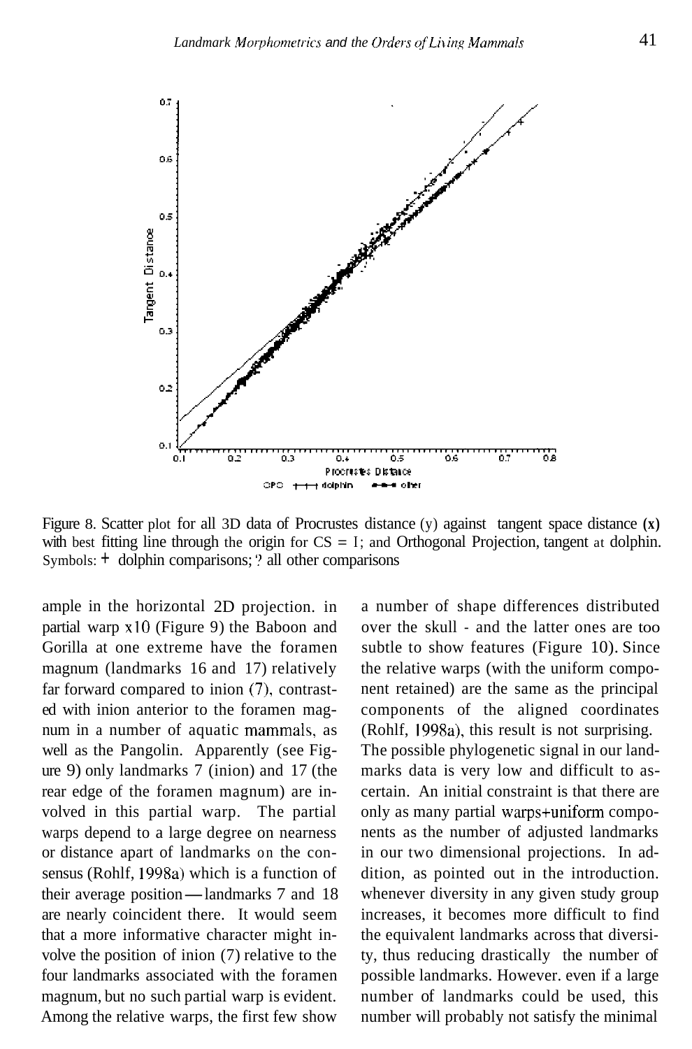0.7
0.6
0.5
0.4
0.3
0.2
0.1

Tangent Distance

0.1 0.2 0.3 0.4 0.5 0.6 0.7 0.8

Procrustes Distance

OPO dolphin other

Figure 8. Scatter plot for all 3D data of Procrustes distance (y) against tangent space distance **(x)** with best fitting line through the origin for CS = 1; and Orthogonal Projection, tangent at dolphin. Symbols: + dolphin comparisons; ? all other comparisons

ample in the horizontal 2D projection. in partial warp x10 (Figure 9) the Baboon and Gorilla at one extreme have the foramen magnum (landmarks 16 and 17) relatively far forward compared to inion (7), contrasted with inion anterior to the foramen magnum in a number of aquatic mammals, as well as the Pangolin. Apparently (see Figure 9) only landmarks 7 (inion) and 17 (the rear edge of the foramen magnum) are involved in this partial warp. The partial warps depend to a large degree on nearness or distance apart of landmarks on the consensus (Rohlf, 1998a) which is a function of their average position — landmarks 7 and 18 are nearly coincident there. It would seem that a more informative character might involve the position of inion (7) relative to the four landmarks associated with the foramen magnum, but no such partial warp is evident. Among the relative warps, the first few show a number of shape differences distributed over the skull - and the latter ones are too subtle to show features (Figure 10). Since the relative warps (with the uniform component retained) are the same as the principal components of the aligned coordinates (Rohlf, 1998a), this result is not surprising.

The possible phylogenetic signal in our landmarks data is very low and difficult to ascertain. An initial constraint is that there are only as many partial warps+uniform components as the number of adjusted landmarks in our two dimensional projections. In addition, as pointed out in the introduction. whenever diversity in any given study group increases, it becomes more difficult to find the equivalent landmarks across that diversity, thus reducing drastically the number of possible landmarks. However. even if a large number of landmarks could be used, this number will probably not satisfy the minimal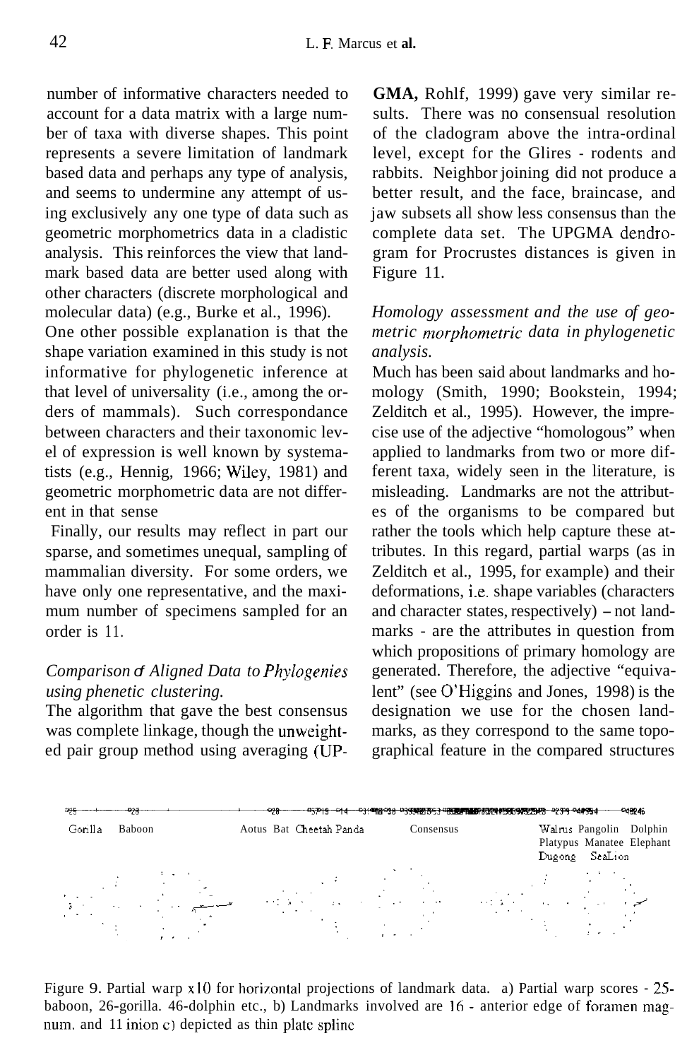number of informative characters needed to account for a data matrix with a large number of taxa with diverse shapes. This point represents a severe limitation of landmark based data and perhaps any type of analysis, and seems to undermine any attempt of using exclusively any one type of data such as geometric morphometrics data in a cladistic analysis. This reinforces the view that landmark based data are better used along with other characters (discrete morphological and molecular data) (e.g., Burke et al., 1996).

One other possible explanation is that the shape variation examined in this study is not informative for phylogenetic inference at that level of universality (i.e., among the orders of mammals). Such correspondance between characters and their taxonomic level of expression is well known by systematists (e.g., Hennig, 1966; Wiley, 1981) and geometric morphometric data are not different in that sense

Finally, our results may reflect in part our sparse, and sometimes unequal, sampling of mammalian diversity. For some orders, we have only one representative, and the maximum number of specimens sampled for an order is 11.

*Comparison of Aligned Data to Phylogenies using phenetic clustering.*

The algorithm that gave the best consensus was complete linkage, though the unweighted pair group method using averaging (UPGMA, Rohlf, 1999) gave very similar results. There was no consensual resolution of the cladogram above the intra-ordinal level, except for the Glires - rodents and rabbits. Neighbor joining did not produce a better result, and the face, braincase, and jaw subsets all show less consensus than the complete data set. The UPGMA dendrogram for Procrustes distances is given in Figure 11.

*Homology assessment and the use of geometric morphometric data in phylogenetic analysis.*

Much has been said about landmarks and homology (Smith, 1990; Bookstein, 1994; Zelditch et al., 1995). However, the imprecise use of the adjective "homologous" when applied to landmarks from two or more different taxa, widely seen in the literature, is misleading. Landmarks are not the attributes of the organisms to be compared but rather the tools which help capture these attributes. In this regard, partial warps (as in Zelditch et al., 1995, for example) and their deformations, i.e. shape variables (characters and character states, respectively) – not landmarks - are the attributes in question from which propositions of primary homology are generated. Therefore, the adjective "equivalent" (see O'Higgins and Jones, 1998) is the designation we use for the chosen landmarks, as they correspond to the same topographical feature in the compared structures

Gorilla Baboon Aotus Bat Cheetah Panda Consensus Walrus Pangolin Dolphin Platypus Manatee Elephant Dugong SeaLion

Figure 9. Partial warp x10 for horizontal projections of landmark data. a) Partial warp scores - 25-baboon, 26-gorilla. 46-dolphin etc., b) Landmarks involved are 16 - anterior edge of foramen magnum. and 11 inion c) depicted as thin plate spline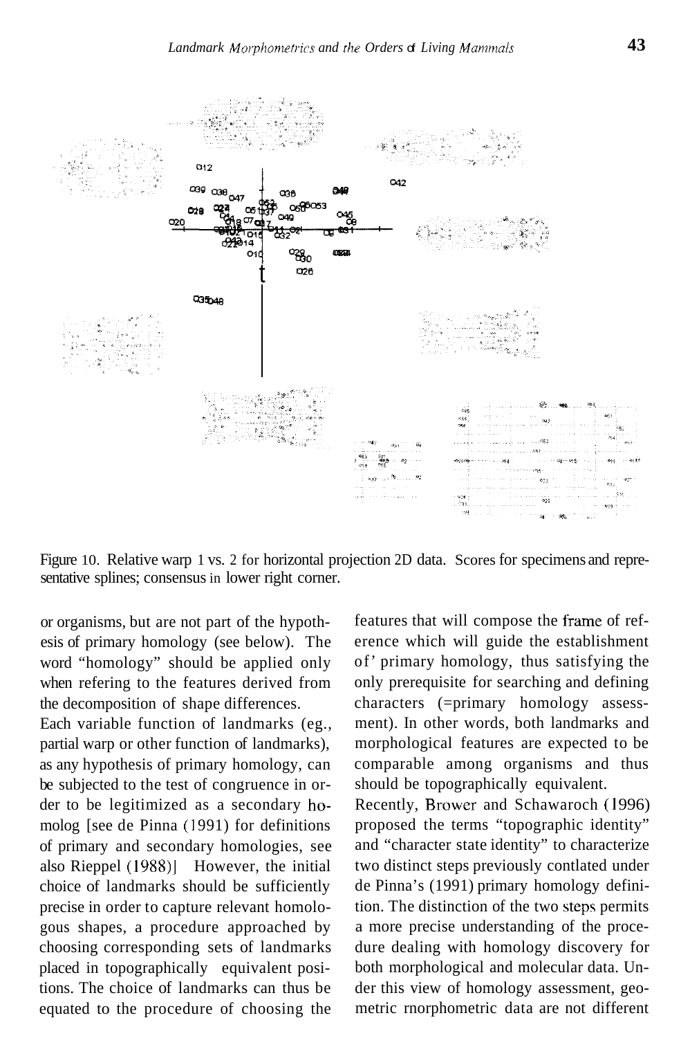Figure 10. Relative warp 1 vs. 2 for horizontal projection 2D data. Scores for specimens and representative splines; consensus in lower right corner.

or organisms, but are not part of the hypothesis of primary homology (see below). The word "homology" should be applied only when refering to the features derived from the decomposition of shape differences.

Each variable function of landmarks (eg., partial warp or other function of landmarks), as any hypothesis of primary homology, can be subjected to the test of congruence in order to be legitimized as a secondary homolog [see de Pinna (1991) for definitions of primary and secondary homologies, see also Rieppel (1988)] However, the initial choice of landmarks should be sufficiently precise in order to capture relevant homologous shapes, a procedure approached by choosing corresponding sets of landmarks placed in topographically equivalent positions. The choice of landmarks can thus be equated to the procedure of choosing the features that will compose the frame of reference which will guide the establishment of' primary homology, thus satisfying the only prerequisite for searching and defining characters (=primary homology assessment). In other words, both landmarks and morphological features are expected to be comparable among organisms and thus should be topographically equivalent.

Recently, Brower and Schawaroch (1996) proposed the terms "topographic identity" and "character state identity" to characterize two distinct steps previously contlated under de Pinna's (1991) primary homology definition. The distinction of the two steps permits a more precise understanding of the procedure dealing with homology discovery for both morphological and molecular data. Under this view of homology assessment, geometric rnorphometric data are not different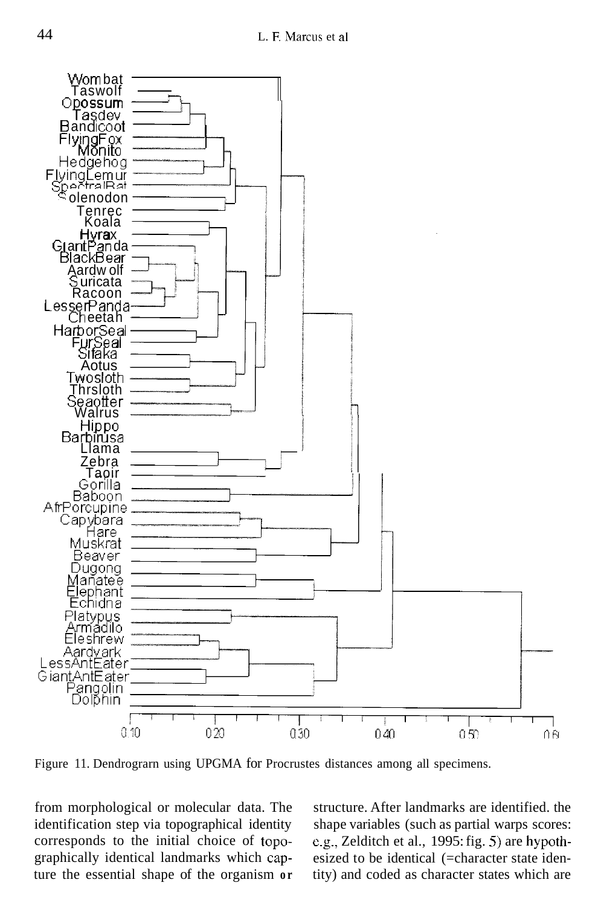Wombat
Taswolf
Opossum
Tasdev
Bandicoot
FlyingFox
Monito
Hedgehog
FlyingLemur
SpectralBat
Solenodon
Tenrec
Koala
Hyrax
GiantPanda
BlackBear
Aardwolf
Suricata
Racoon
LesserPanda
Cheetah
HarborSeal
FurSeal
Sifaka
Aotus
Twosloth
Thrsloth
Seaotter
Walrus
Hippo
Barbirusa
Llama
Zebra
Tapir
Gorilla
Baboon
AfrPorcupine
Capybara
Hare
Muskrat
Beaver
Dugong
Manatee
Elephant
Echidna
Platypus
Armadilo
Eleshrew
Aardvark
LessAntEater
GiantAntEater
Pangolin
Dolphin

0.10 0.20 0.30 0.40 0.50 0.60

Figure 11. Dendrogram using UPGMA for Procrustes distances among all specimens.

from morphological or molecular data. The identification step via topographical identity corresponds to the initial choice of topographically identical landmarks which capture the essential shape of the organism or structure. After landmarks are identified, the shape variables (such as partial warps scores: e.g., Zelditch et al., 1995: fig. 5) are hypothesized to be identical (=character state identity) and coded as character states which are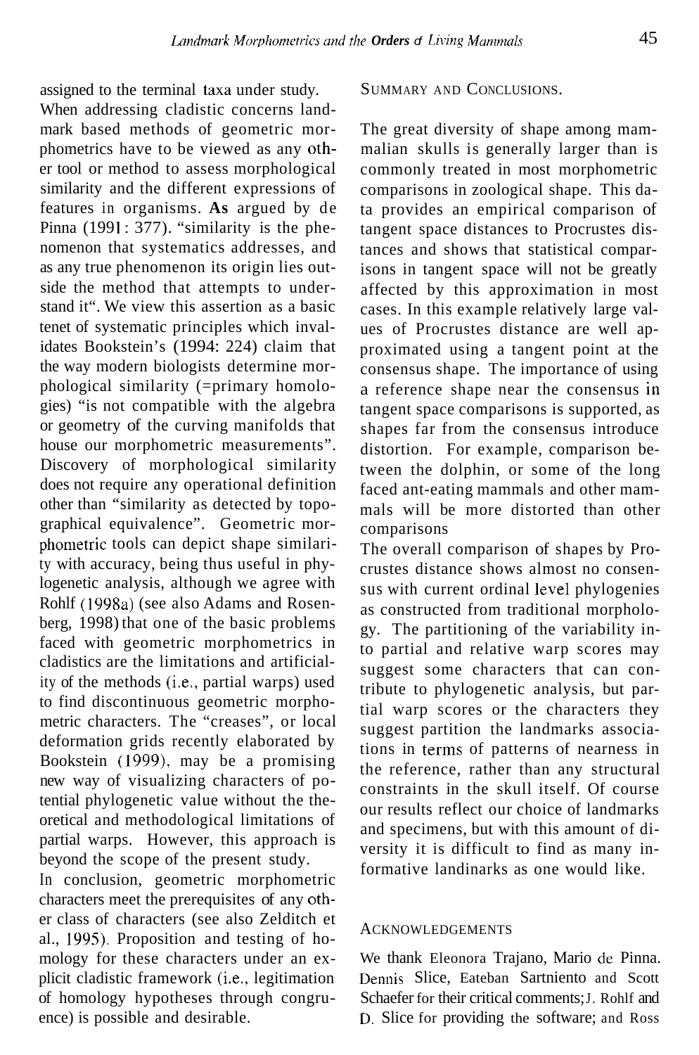assigned to the terminal taxa under study.

When addressing cladistic concerns landmark based methods of geometric morphometrics have to be viewed as any other tool or method to assess morphological similarity and the different expressions of features in organisms. **As** argued by de Pinna (1991: 377). "similarity is the phenomenon that systematics addresses, and as any true phenomenon its origin lies outside the method that attempts to understand it". We view this assertion as a basic tenet of systematic principles which invalidates Bookstein's (1994: 224) claim that the way modern biologists determine morphological similarity (=primary homologies) "is not compatible with the algebra or geometry of the curving manifolds that house our morphometric measurements". Discovery of morphological similarity does not require any operational definition other than "similarity as detected by topographical equivalence". Geometric morphometric tools can depict shape similarity with accuracy, being thus useful in phylogenetic analysis, although we agree with Rohlf (1998a) (see also Adams and Rosenberg, 1998) that one of the basic problems faced with geometric morphometrics in cladistics are the limitations and artificiality of the methods (i.e., partial warps) used to find discontinuous geometric morphometric characters. The "creases", or local deformation grids recently elaborated by Bookstein (1999), may be a promising new way of visualizing characters of potential phylogenetic value without the theoretical and methodological limitations of partial warps. However, this approach is beyond the scope of the present study.

In conclusion, geometric morphometric characters meet the prerequisites of any other class of characters (see also Zelditch et al., 1995). Proposition and testing of homology for these characters under an explicit cladistic framework (i.e., legitimation of homology hypotheses through congruence) is possible and desirable.

## SUMMARY AND CONCLUSIONS.

The great diversity of shape among mammalian skulls is generally larger than is commonly treated in most morphometric comparisons in zoological shape. This data provides an empirical comparison of tangent space distances to Procrustes distances and shows that statistical comparisons in tangent space will not be greatly affected by this approximation in most cases. In this example relatively large values of Procrustes distance are well approximated using a tangent point at the consensus shape. The importance of using a reference shape near the consensus in tangent space comparisons is supported, as shapes far from the consensus introduce distortion. For example, comparison between the dolphin, or some of the long faced ant-eating mammals and other mammals will be more distorted than other comparisons

The overall comparison of shapes by Procrustes distance shows almost no consensus with current ordinal level phylogenies as constructed from traditional morphology. The partitioning of the variability into partial and relative warp scores may suggest some characters that can contribute to phylogenetic analysis, but partial warp scores or the characters they suggest partition the landmarks associations in terms of patterns of nearness in the reference, rather than any structural constraints in the skull itself. Of course our results reflect our choice of landmarks and specimens, but with this amount of diversity it is difficult to find as many informative landinarks as one would like.

## ACKNOWLEDGEMENTS

We thank Eleonora Trajano, Mario de Pinna. Dennis Slice, Eateban Sartniento and Scott Schaefer for their critical comments; J. Rohlf and D. Slice for providing the software; and Ross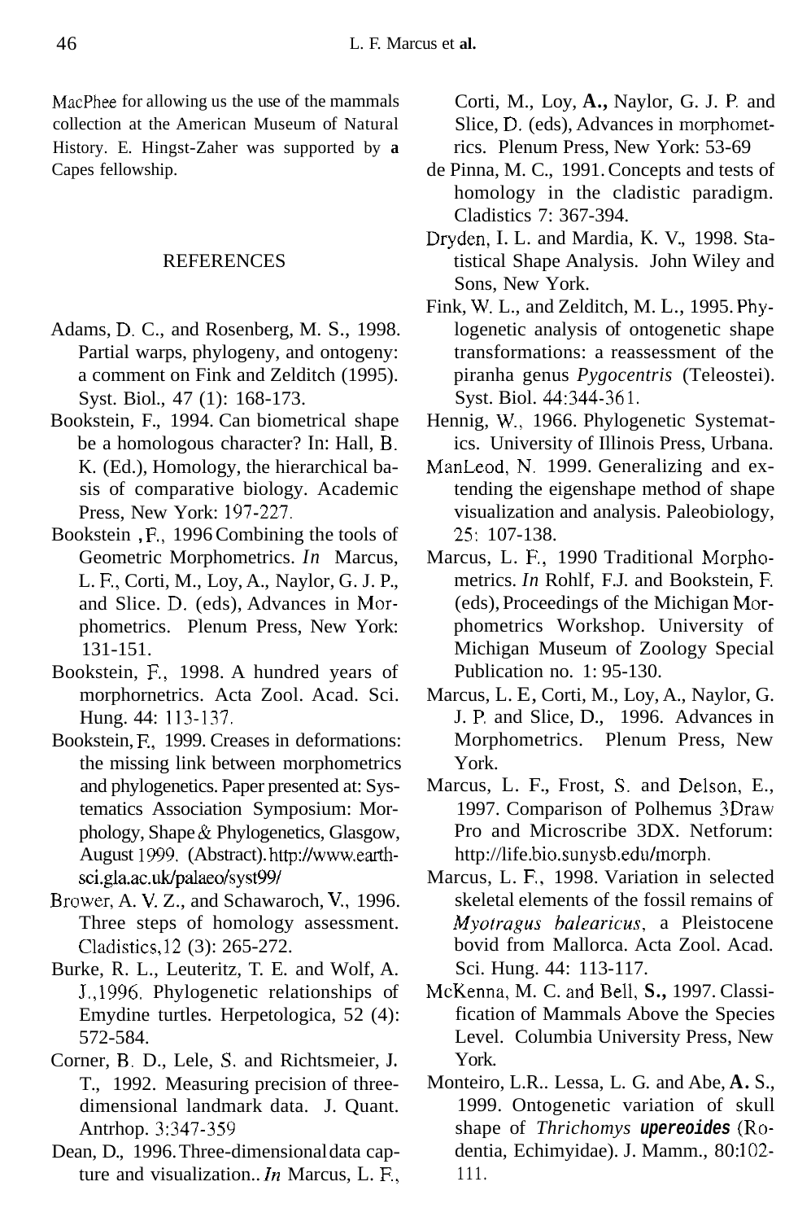MacPhee for allowing us the use of the mammals collection at the American Museum of Natural History. E. Hingst-Zaher was supported by a Capes fellowship.

## REFERENCES

Adams, D. C., and Rosenberg, M. S., 1998. Partial warps, phylogeny, and ontogeny: a comment on Fink and Zelditch (1995). Syst. Biol., 47 (1): 168-173.

Bookstein, F., 1994. Can biometrical shape be a homologous character? In: Hall, B. K. (Ed.), Homology, the hierarchical basis of comparative biology. Academic Press, New York: 197-227.

Bookstein , F., 1996 Combining the tools of Geometric Morphometrics. *In* Marcus, L. F., Corti, M., Loy, A., Naylor, G. J. P., and Slice. D. (eds), Advances in Morphometrics. Plenum Press, New York: 131-151.

Bookstein, F., 1998. A hundred years of morphornetrics. Acta Zool. Acad. Sci. Hung. 44: 113-137.

Bookstein, F., 1999. Creases in deformations: the missing link between morphometrics and phylogenetics. Paper presented at: Systematics Association Symposium: Morphology, Shape & Phylogenetics, Glasgow, August 1999. (Abstract). http://www.earth-sci.gla.ac.uk/palaeo/syst99/

Brower, A. V. Z., and Schawaroch, V., 1996. Three steps of homology assessment. Cladistics,12 (3): 265-272.

Burke, R. L., Leuteritz, T. E. and Wolf, A. J.,1996. Phylogenetic relationships of Emydine turtles. Herpetologica, 52 (4): 572-584.

Corner, B. D., Lele, S. and Richtsmeier, J. T., 1992. Measuring precision of three-dimensional landmark data. J. Quant. Antrhop. 3:347-359

Dean, D., 1996. Three-dimensional data capture and visualization.. *In* Marcus, L. F., Corti, M., Loy, A., Naylor, G. J. P. and Slice, D. (eds), Advances in morphometrics. Plenum Press, New York: 53-69

de Pinna, M. C., 1991. Concepts and tests of homology in the cladistic paradigm. Cladistics 7: 367-394.

Dryden, I. L. and Mardia, K. V., 1998. Statistical Shape Analysis. John Wiley and Sons, New York.

Fink, W. L., and Zelditch, M. L., 1995. Phylogenetic analysis of ontogenetic shape transformations: a reassessment of the piranha genus *Pygocentris* (Teleostei). Syst. Biol. 44:344-361.

Hennig, W., 1966. Phylogenetic Systematics. University of Illinois Press, Urbana.

ManLeod, N. 1999. Generalizing and extending the eigenshape method of shape visualization and analysis. Paleobiology, 25: 107-138.

Marcus, L. F., 1990 Traditional Morphometrics. *In* Rohlf, F.J. and Bookstein, F. (eds), Proceedings of the Michigan Morphometrics Workshop. University of Michigan Museum of Zoology Special Publication no. 1: 95-130.

Marcus, L. E, Corti, M., Loy, A., Naylor, G. J. P. and Slice, D., 1996. Advances in Morphometrics. Plenum Press, New York.

Marcus, L. F., Frost, S. and Delson, E., 1997. Comparison of Polhemus 3Draw Pro and Microscribe 3DX. Netforum: http://life.bio.sunysb.edu/morph.

Marcus, L. F., 1998. Variation in selected skeletal elements of the fossil remains of *Myotragus balearicus*, a Pleistocene bovid from Mallorca. Acta Zool. Acad. Sci. Hung. 44: 113-117.

McKenna, M. C. and Bell, S., 1997. Classification of Mammals Above the Species Level. Columbia University Press, New York.

Monteiro, L.R.. Lessa, L. G. and Abe, A. S., 1999. Ontogenetic variation of skull shape of *Thrichomys upereoides* (Rodentia, Echimyidae). J. Mamm., 80:102-111.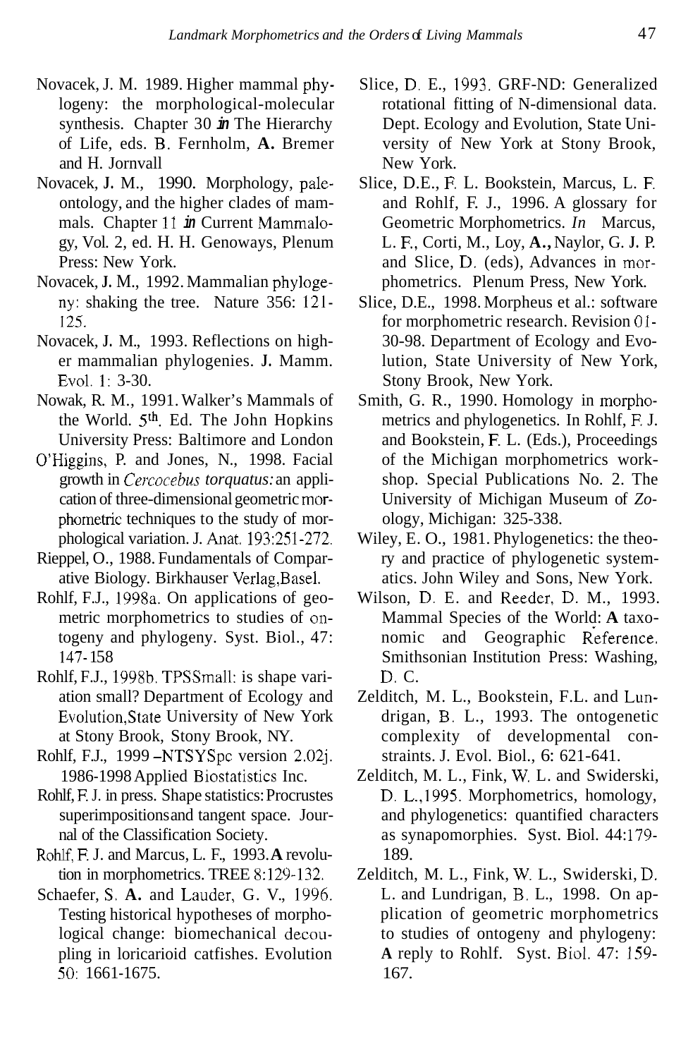Novacek, J. M. 1989. Higher mammal phylogeny: the morphological-molecular synthesis. Chapter 30 *in* The Hierarchy of Life, eds. B. Fernholm, **A.** Bremer and H. Jornvall

Novacek, **J.** M., 1990. Morphology, paleontology, and the higher clades of mammals. Chapter 11 *in* Current Mammalogy, Vol. 2, ed. H. H. Genoways, Plenum Press: New York.

Novacek, **J.** M., 1992. Mammalian phylogeny: shaking the tree. Nature 356: 121-125.

Novacek, **J.** M., 1993. Reflections on higher mammalian phylogenies. **J.** Mamm. Evol. 1: 3-30.

Nowak, R. M., 1991. Walker's Mammals of the World. 5[th]. Ed. The John Hopkins University Press: Baltimore and London

O'Higgins, P. and Jones, N., 1998. Facial growth in *Cercocebus torquatus:* an application of three-dimensional geometric morphometric techniques to the study of morphological variation. J. Anat. 193:251-272.

Rieppel, O., 1988. Fundamentals of Comparative Biology. Birkhauser Verlag,Basel.

Rohlf, F.J., 1998a. On applications of geometric morphometrics to studies of ontogeny and phylogeny. Syst. Biol., 47: 147-158

Rohlf, F.J., 1998b. TPSSmall: is shape variation small? Department of Ecology and Evolution,State University of New York at Stony Brook, Stony Brook, NY.

Rohlf, F.J., 1999 –NTSYSpc version 2.02j. 1986-1998 Applied Biostatistics Inc.

Rohlf, F. J. in press. Shape statistics: Procrustes superimpositions and tangent space. Journal of the Classification Society.

Rohlf, F. J. and Marcus, L. F., 1993. **A** revolution in morphometrics. TREE 8:129-132.

Schaefer, S. **A.** and Lauder, G. V., 1996. Testing historical hypotheses of morphological change: biomechanical decoupling in loricarioid catfishes. Evolution 50: 1661-1675.

Slice, D. E., 1993. GRF-ND: Generalized rotational fitting of N-dimensional data. Dept. Ecology and Evolution, State University of New York at Stony Brook, New York.

Slice, D.E., F. L. Bookstein, Marcus, L. F. and Rohlf, F. J., 1996. A glossary for Geometric Morphometrics. *In* Marcus, L. F., Corti, M., Loy, **A.,** Naylor, G. J. P. and Slice, D. (eds), Advances in morphometrics. Plenum Press, New York.

Slice, D.E., 1998. Morpheus et al.: software for morphometric research. Revision 01-30-98. Department of Ecology and Evolution, State University of New York, Stony Brook, New York.

Smith, G. R., 1990. Homology in morphometrics and phylogenetics. In Rohlf, F. J. and Bookstein, F. L. (Eds.), Proceedings of the Michigan morphometrics workshop. Special Publications No. 2. The University of Michigan Museum of *Zo*ology, Michigan: 325-338.

Wiley, E. O., 1981. Phylogenetics: the theory and practice of phylogenetic systematics. John Wiley and Sons, New York.

Wilson, D. E. and Reeder, D. M., 1993. Mammal Species of the World: **A** taxonomic and Geographic Reference. Smithsonian Institution Press: Washing, D. C.

Zelditch, M. L., Bookstein, F.L. and Lundrigan, B. L., 1993. The ontogenetic complexity of developmental constraints. J. Evol. Biol., 6: 621-641.

Zelditch, M. L., Fink, W. L. and Swiderski, D. L.,1995. Morphometrics, homology, and phylogenetics: quantified characters as synapomorphies. Syst. Biol. 44:179-189.

Zelditch, M. L., Fink, W. L., Swiderski, D. L. and Lundrigan, B. L., 1998. On application of geometric morphometrics to studies of ontogeny and phylogeny: **A** reply to Rohlf. Syst. Biol. 47: 159-167.